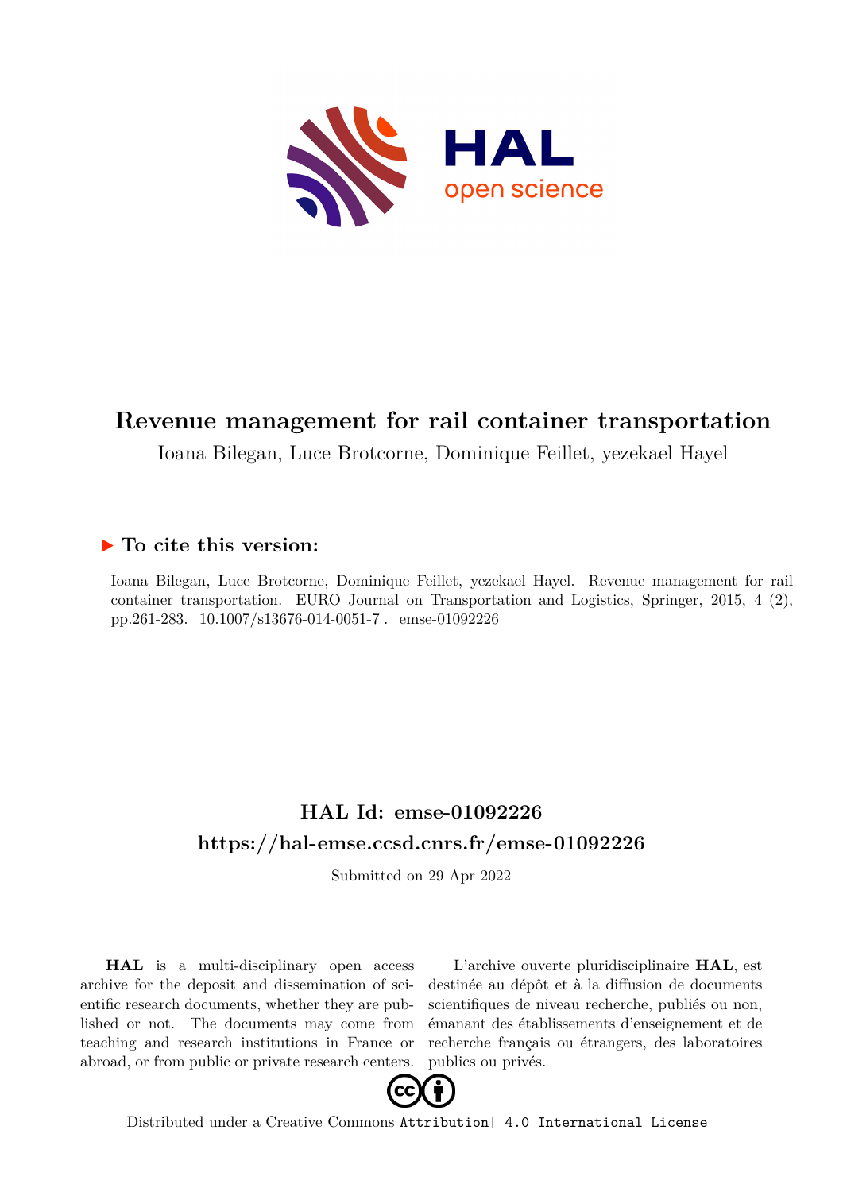# Revenue management for rail container transportation

Ioana Bilegan, Luce Brotcorne, Dominique Feillet, yezekael Hayel

## ▶ To cite this version:

Ioana Bilegan, Luce Brotcorne, Dominique Feillet, yezekael Hayel. Revenue management for rail container transportation. EURO Journal on Transportation and Logistics, Springer, 2015, 4 (2), pp.261-283. 10.1007/s13676-014-0051-7 . emse-01092226

## HAL Id: emse-01092226
## https://hal-emse.ccsd.cnrs.fr/emse-01092226

Submitted on 29 Apr 2022

**HAL** is a multi-disciplinary open access archive for the deposit and dissemination of scientific research documents, whether they are published or not. The documents may come from teaching and research institutions in France or abroad, or from public or private research centers.

L'archive ouverte pluridisciplinaire **HAL**, est destinée au dépôt et à la diffusion de documents scientifiques de niveau recherche, publiés ou non, émanant des établissements d'enseignement et de recherche français ou étrangers, des laboratoires publics ou privés.

Distributed under a Creative Commons Attribution| 4.0 International License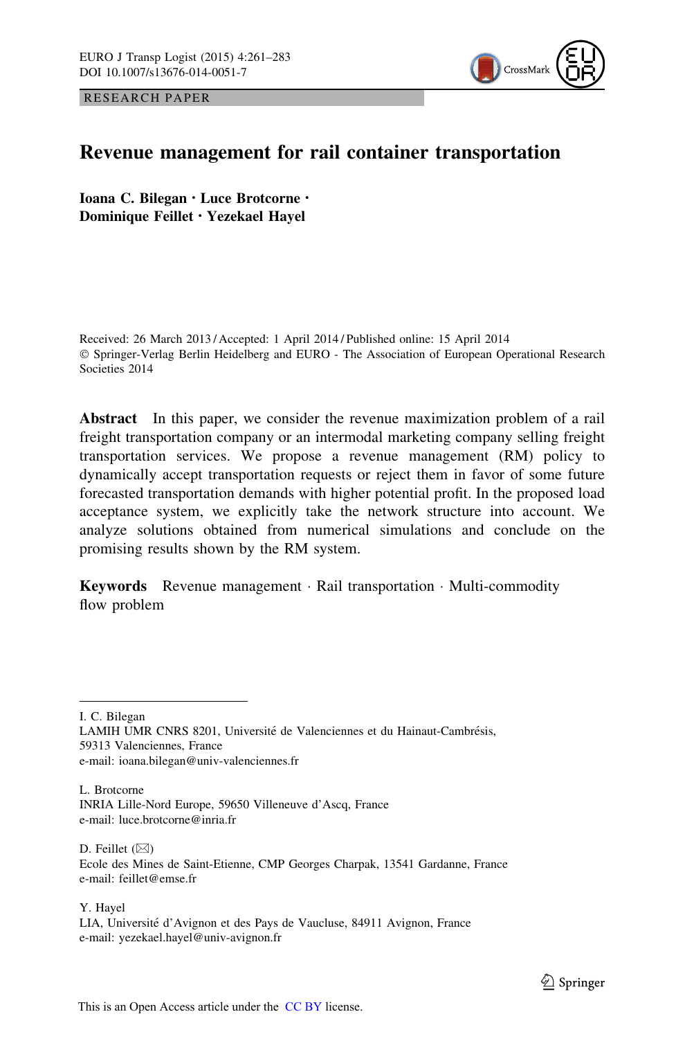RESEARCH PAPER

# Revenue management for rail container transportation

**Ioana C. Bilegan · Luce Brotcorne · Dominique Feillet · Yezekael Hayel**

Received: 26 March 2013 / Accepted: 1 April 2014 / Published online: 15 April 2014
© Springer-Verlag Berlin Heidelberg and EURO - The Association of European Operational Research Societies 2014

**Abstract** In this paper, we consider the revenue maximization problem of a rail freight transportation company or an intermodal marketing company selling freight transportation services. We propose a revenue management (RM) policy to dynamically accept transportation requests or reject them in favor of some future forecasted transportation demands with higher potential profit. In the proposed load acceptance system, we explicitly take the network structure into account. We analyze solutions obtained from numerical simulations and conclude on the promising results shown by the RM system.

**Keywords** Revenue management · Rail transportation · Multi-commodity flow problem

---

I. C. Bilegan
LAMIH UMR CNRS 8201, Université de Valenciennes et du Hainaut-Cambrésis, 59313 Valenciennes, France
e-mail: ioana.bilegan@univ-valenciennes.fr

L. Brotcorne
INRIA Lille-Nord Europe, 59650 Villeneuve d'Ascq, France
e-mail: luce.brotcorne@inria.fr

D. Feillet (✉)
Ecole des Mines de Saint-Etienne, CMP Georges Charpak, 13541 Gardanne, France
e-mail: feillet@emse.fr

Y. Hayel
LIA, Université d'Avignon et des Pays de Vaucluse, 84911 Avignon, France
e-mail: yezekael.hayel@univ-avignon.fr

This is an Open Access article under the CC BY license.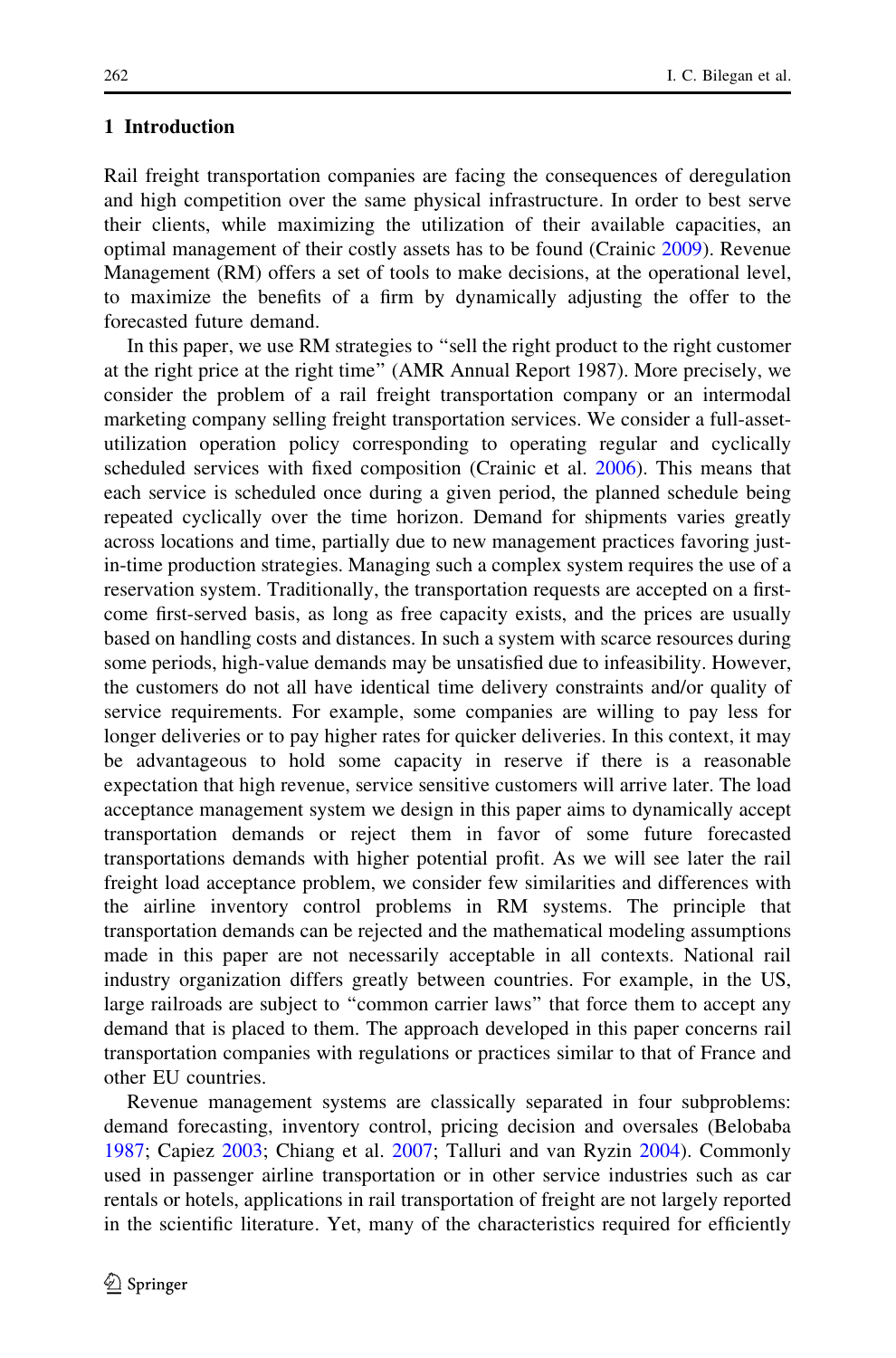## 1 Introduction

Rail freight transportation companies are facing the consequences of deregulation and high competition over the same physical infrastructure. In order to best serve their clients, while maximizing the utilization of their available capacities, an optimal management of their costly assets has to be found (Crainic 2009). Revenue Management (RM) offers a set of tools to make decisions, at the operational level, to maximize the benefits of a firm by dynamically adjusting the offer to the forecasted future demand.

In this paper, we use RM strategies to "sell the right product to the right customer at the right price at the right time" (AMR Annual Report 1987). More precisely, we consider the problem of a rail freight transportation company or an intermodal marketing company selling freight transportation services. We consider a full-asset-utilization operation policy corresponding to operating regular and cyclically scheduled services with fixed composition (Crainic et al. 2006). This means that each service is scheduled once during a given period, the planned schedule being repeated cyclically over the time horizon. Demand for shipments varies greatly across locations and time, partially due to new management practices favoring just-in-time production strategies. Managing such a complex system requires the use of a reservation system. Traditionally, the transportation requests are accepted on a first-come first-served basis, as long as free capacity exists, and the prices are usually based on handling costs and distances. In such a system with scarce resources during some periods, high-value demands may be unsatisfied due to infeasibility. However, the customers do not all have identical time delivery constraints and/or quality of service requirements. For example, some companies are willing to pay less for longer deliveries or to pay higher rates for quicker deliveries. In this context, it may be advantageous to hold some capacity in reserve if there is a reasonable expectation that high revenue, service sensitive customers will arrive later. The load acceptance management system we design in this paper aims to dynamically accept transportation demands or reject them in favor of some future forecasted transportations demands with higher potential profit. As we will see later the rail freight load acceptance problem, we consider few similarities and differences with the airline inventory control problems in RM systems. The principle that transportation demands can be rejected and the mathematical modeling assumptions made in this paper are not necessarily acceptable in all contexts. National rail industry organization differs greatly between countries. For example, in the US, large railroads are subject to "common carrier laws" that force them to accept any demand that is placed to them. The approach developed in this paper concerns rail transportation companies with regulations or practices similar to that of France and other EU countries.

Revenue management systems are classically separated in four subproblems: demand forecasting, inventory control, pricing decision and oversales (Belobaba 1987; Capiez 2003; Chiang et al. 2007; Talluri and van Ryzin 2004). Commonly used in passenger airline transportation or in other service industries such as car rentals or hotels, applications in rail transportation of freight are not largely reported in the scientific literature. Yet, many of the characteristics required for efficiently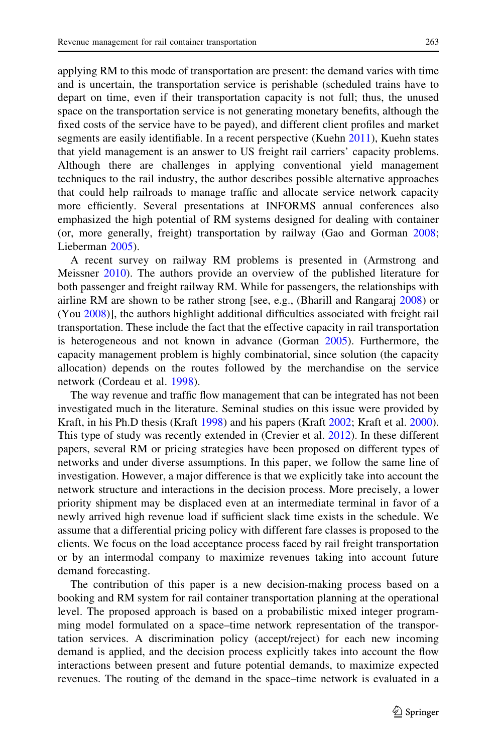applying RM to this mode of transportation are present: the demand varies with time and is uncertain, the transportation service is perishable (scheduled trains have to depart on time, even if their transportation capacity is not full; thus, the unused space on the transportation service is not generating monetary benefits, although the fixed costs of the service have to be payed), and different client profiles and market segments are easily identifiable. In a recent perspective (Kuehn 2011), Kuehn states that yield management is an answer to US freight rail carriers' capacity problems. Although there are challenges in applying conventional yield management techniques to the rail industry, the author describes possible alternative approaches that could help railroads to manage traffic and allocate service network capacity more efficiently. Several presentations at INFORMS annual conferences also emphasized the high potential of RM systems designed for dealing with container (or, more generally, freight) transportation by railway (Gao and Gorman 2008; Lieberman 2005).

A recent survey on railway RM problems is presented in (Armstrong and Meissner 2010). The authors provide an overview of the published literature for both passenger and freight railway RM. While for passengers, the relationships with airline RM are shown to be rather strong [see, e.g., (Bharill and Rangaraj 2008) or (You 2008)], the authors highlight additional difficulties associated with freight rail transportation. These include the fact that the effective capacity in rail transportation is heterogeneous and not known in advance (Gorman 2005). Furthermore, the capacity management problem is highly combinatorial, since solution (the capacity allocation) depends on the routes followed by the merchandise on the service network (Cordeau et al. 1998).

The way revenue and traffic flow management that can be integrated has not been investigated much in the literature. Seminal studies on this issue were provided by Kraft, in his Ph.D thesis (Kraft 1998) and his papers (Kraft 2002; Kraft et al. 2000). This type of study was recently extended in (Crevier et al. 2012). In these different papers, several RM or pricing strategies have been proposed on different types of networks and under diverse assumptions. In this paper, we follow the same line of investigation. However, a major difference is that we explicitly take into account the network structure and interactions in the decision process. More precisely, a lower priority shipment may be displaced even at an intermediate terminal in favor of a newly arrived high revenue load if sufficient slack time exists in the schedule. We assume that a differential pricing policy with different fare classes is proposed to the clients. We focus on the load acceptance process faced by rail freight transportation or by an intermodal company to maximize revenues taking into account future demand forecasting.

The contribution of this paper is a new decision-making process based on a booking and RM system for rail container transportation planning at the operational level. The proposed approach is based on a probabilistic mixed integer programming model formulated on a space–time network representation of the transportation services. A discrimination policy (accept/reject) for each new incoming demand is applied, and the decision process explicitly takes into account the flow interactions between present and future potential demands, to maximize expected revenues. The routing of the demand in the space–time network is evaluated in a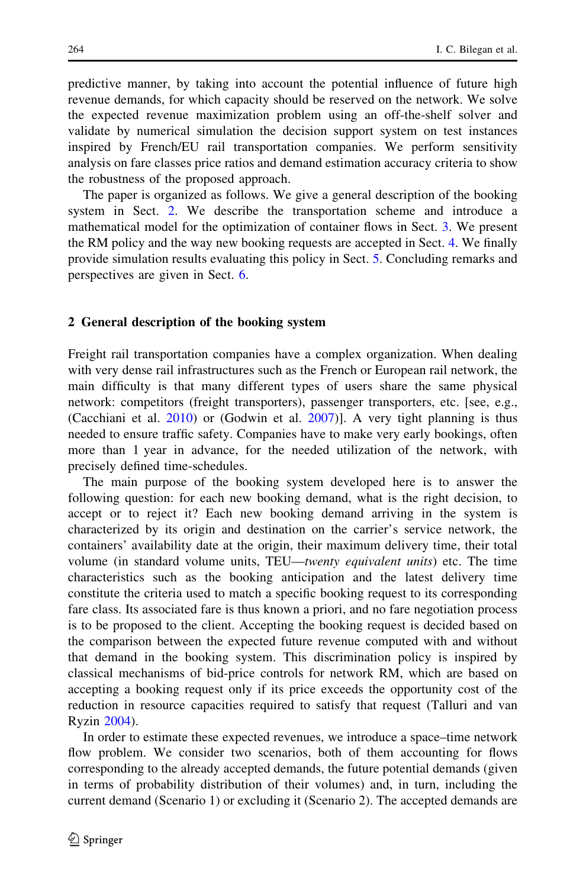predictive manner, by taking into account the potential influence of future high revenue demands, for which capacity should be reserved on the network. We solve the expected revenue maximization problem using an off-the-shelf solver and validate by numerical simulation the decision support system on test instances inspired by French/EU rail transportation companies. We perform sensitivity analysis on fare classes price ratios and demand estimation accuracy criteria to show the robustness of the proposed approach.

The paper is organized as follows. We give a general description of the booking system in Sect. 2. We describe the transportation scheme and introduce a mathematical model for the optimization of container flows in Sect. 3. We present the RM policy and the way new booking requests are accepted in Sect. 4. We finally provide simulation results evaluating this policy in Sect. 5. Concluding remarks and perspectives are given in Sect. 6.

## 2 General description of the booking system

Freight rail transportation companies have a complex organization. When dealing with very dense rail infrastructures such as the French or European rail network, the main difficulty is that many different types of users share the same physical network: competitors (freight transporters), passenger transporters, etc. [see, e.g., (Cacchiani et al. 2010) or (Godwin et al. 2007)]. A very tight planning is thus needed to ensure traffic safety. Companies have to make very early bookings, often more than 1 year in advance, for the needed utilization of the network, with precisely defined time-schedules.

The main purpose of the booking system developed here is to answer the following question: for each new booking demand, what is the right decision, to accept or to reject it? Each new booking demand arriving in the system is characterized by its origin and destination on the carrier's service network, the containers' availability date at the origin, their maximum delivery time, their total volume (in standard volume units, TEU—*twenty equivalent units*) etc. The time characteristics such as the booking anticipation and the latest delivery time constitute the criteria used to match a specific booking request to its corresponding fare class. Its associated fare is thus known a priori, and no fare negotiation process is to be proposed to the client. Accepting the booking request is decided based on the comparison between the expected future revenue computed with and without that demand in the booking system. This discrimination policy is inspired by classical mechanisms of bid-price controls for network RM, which are based on accepting a booking request only if its price exceeds the opportunity cost of the reduction in resource capacities required to satisfy that request (Talluri and van Ryzin 2004).

In order to estimate these expected revenues, we introduce a space–time network flow problem. We consider two scenarios, both of them accounting for flows corresponding to the already accepted demands, the future potential demands (given in terms of probability distribution of their volumes) and, in turn, including the current demand (Scenario 1) or excluding it (Scenario 2). The accepted demands are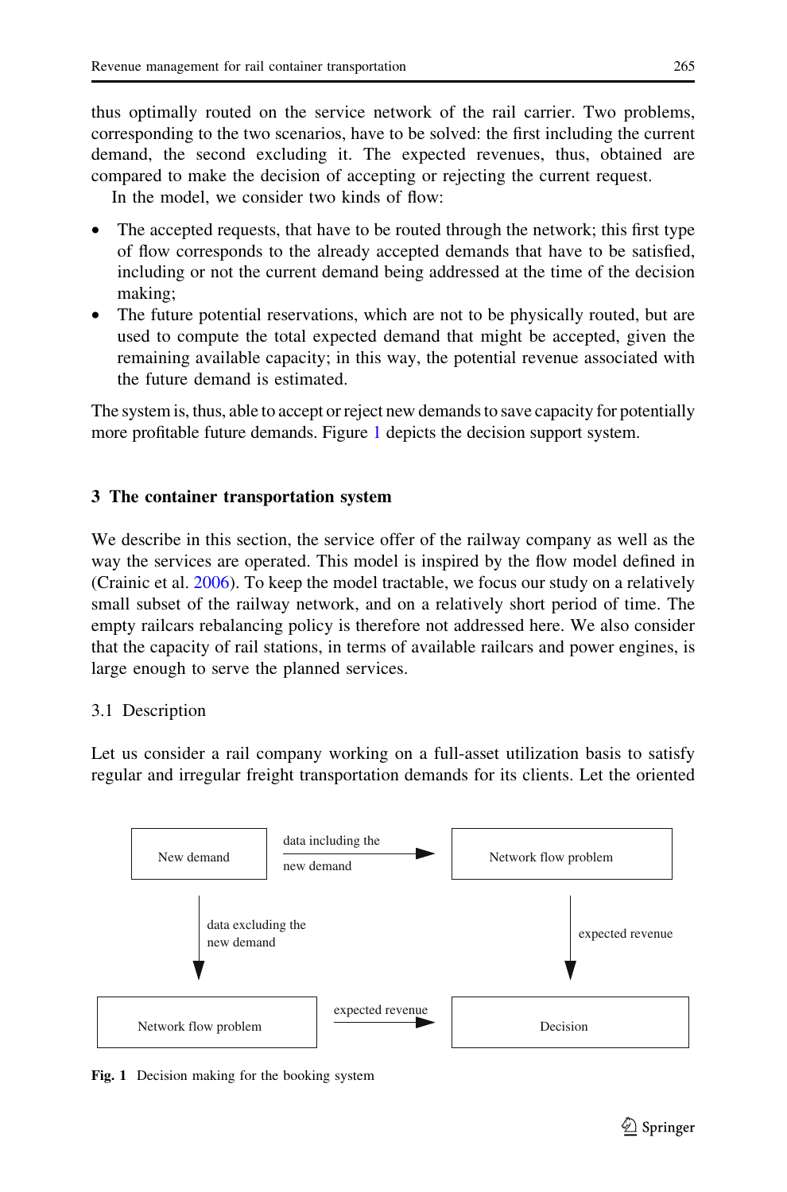thus optimally routed on the service network of the rail carrier. Two problems, corresponding to the two scenarios, have to be solved: the first including the current demand, the second excluding it. The expected revenues, thus, obtained are compared to make the decision of accepting or rejecting the current request.

In the model, we consider two kinds of flow:

- The accepted requests, that have to be routed through the network; this first type of flow corresponds to the already accepted demands that have to be satisfied, including or not the current demand being addressed at the time of the decision making;
- The future potential reservations, which are not to be physically routed, but are used to compute the total expected demand that might be accepted, given the remaining available capacity; in this way, the potential revenue associated with the future demand is estimated.

The system is, thus, able to accept or reject new demands to save capacity for potentially more profitable future demands. Figure 1 depicts the decision support system.

## 3 The container transportation system

We describe in this section, the service offer of the railway company as well as the way the services are operated. This model is inspired by the flow model defined in (Crainic et al. 2006). To keep the model tractable, we focus our study on a relatively small subset of the railway network, and on a relatively short period of time. The empty railcars rebalancing policy is therefore not addressed here. We also consider that the capacity of rail stations, in terms of available railcars and power engines, is large enough to serve the planned services.

### 3.1 Description

Let us consider a rail company working on a full-asset utilization basis to satisfy regular and irregular freight transportation demands for its clients. Let the oriented

New demand → (data including the new demand) → Network flow problem → (expected revenue) → Decision

New demand → (data excluding the new demand) → Network flow problem → (expected revenue) → Decision

**Fig. 1** Decision making for the booking system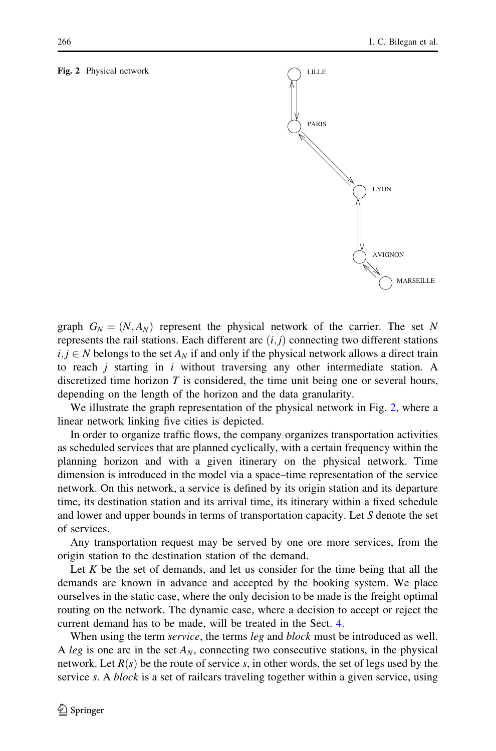**Fig. 2** Physical network

graph $G_N = (N, A_N)$ represent the physical network of the carrier. The set $N$ represents the rail stations. Each different arc $(i, j)$ connecting two different stations $i, j \in N$ belongs to the set $A_N$ if and only if the physical network allows a direct train to reach $j$ starting in $i$ without traversing any other intermediate station. A discretized time horizon $T$ is considered, the time unit being one or several hours, depending on the length of the horizon and the data granularity.

We illustrate the graph representation of the physical network in Fig. 2, where a linear network linking five cities is depicted.

In order to organize traffic flows, the company organizes transportation activities as scheduled services that are planned cyclically, with a certain frequency within the planning horizon and with a given itinerary on the physical network. Time dimension is introduced in the model via a space–time representation of the service network. On this network, a service is defined by its origin station and its departure time, its destination station and its arrival time, its itinerary within a fixed schedule and lower and upper bounds in terms of transportation capacity. Let $S$ denote the set of services.

Any transportation request may be served by one ore more services, from the origin station to the destination station of the demand.

Let $K$ be the set of demands, and let us consider for the time being that all the demands are known in advance and accepted by the booking system. We place ourselves in the static case, where the only decision to be made is the freight optimal routing on the network. The dynamic case, where a decision to accept or reject the current demand has to be made, will be treated in the Sect. 4.

When using the term *service*, the terms *leg* and *block* must be introduced as well. A *leg* is one arc in the set $A_N$, connecting two consecutive stations, in the physical network. Let $R(s)$ be the route of service $s$, in other words, the set of legs used by the service $s$. A *block* is a set of railcars traveling together within a given service, using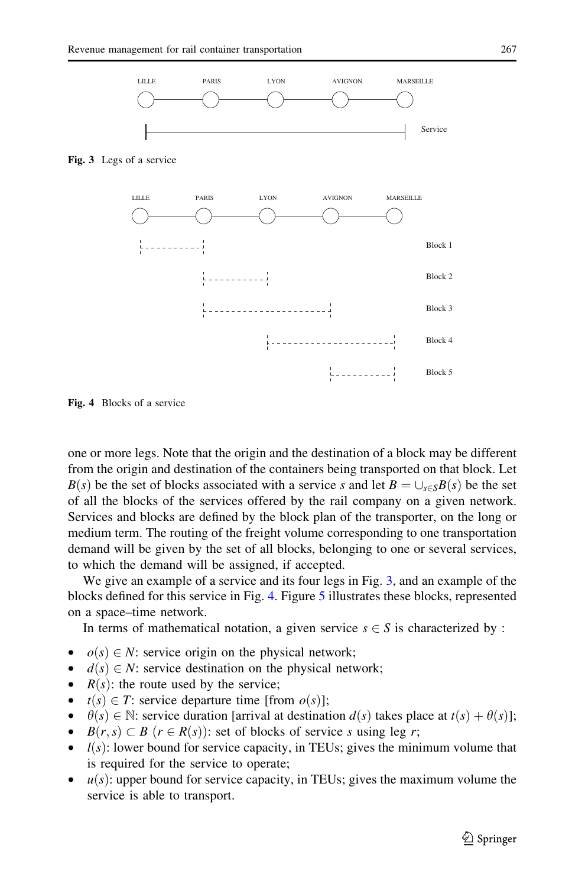Fig. 3 Legs of a service

Fig. 4 Blocks of a service

one or more legs. Note that the origin and the destination of a block may be different from the origin and destination of the containers being transported on that block. Let $B(s)$ be the set of blocks associated with a service $s$ and let $B = \cup_{s \in S} B(s)$ be the set of all the blocks of the services offered by the rail company on a given network. Services and blocks are defined by the block plan of the transporter, on the long or medium term. The routing of the freight volume corresponding to one transportation demand will be given by the set of all blocks, belonging to one or several services, to which the demand will be assigned, if accepted.

We give an example of a service and its four legs in Fig. 3, and an example of the blocks defined for this service in Fig. 4. Figure 5 illustrates these blocks, represented on a space–time network.

In terms of mathematical notation, a given service $s \in S$ is characterized by :

- $o(s) \in N$: service origin on the physical network;
- $d(s) \in N$: service destination on the physical network;
- $R(s)$: the route used by the service;
- $t(s) \in T$: service departure time [from $o(s)$];
- $\theta(s) \in \mathbb{N}$: service duration [arrival at destination $d(s)$ takes place at $t(s) + \theta(s)$];
- $B(r, s) \subset B$ $(r \in R(s))$: set of blocks of service $s$ using leg $r$;
- $l(s)$: lower bound for service capacity, in TEUs; gives the minimum volume that is required for the service to operate;
- $u(s)$: upper bound for service capacity, in TEUs; gives the maximum volume the service is able to transport.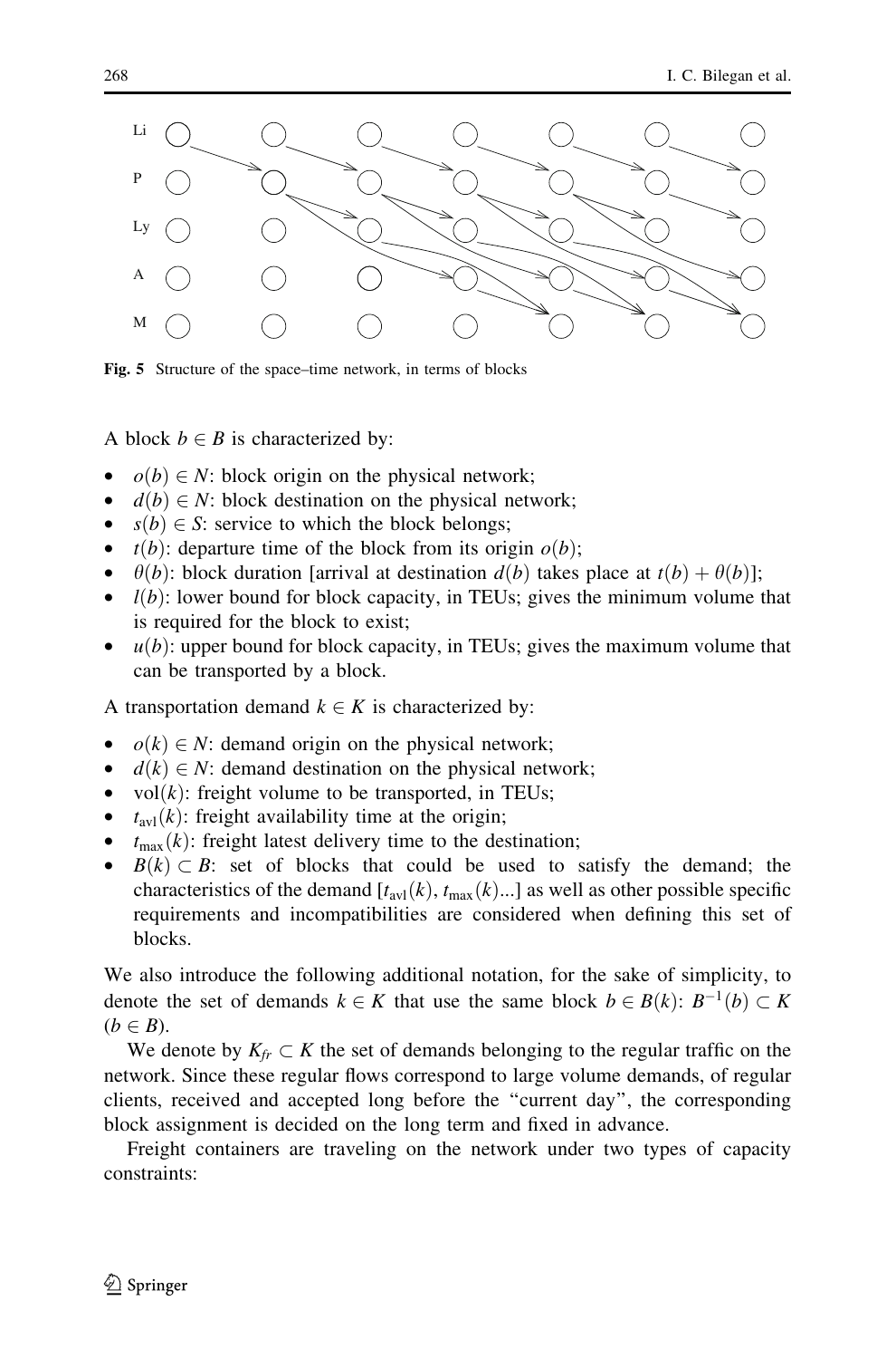Fig. 5 Structure of the space–time network, in terms of blocks

A block $b \in B$ is characterized by:

- $o(b) \in N$: block origin on the physical network;
- $d(b) \in N$: block destination on the physical network;
- $s(b) \in S$: service to which the block belongs;
- $t(b)$: departure time of the block from its origin $o(b)$;
- $\theta(b)$: block duration [arrival at destination $d(b)$ takes place at $t(b) + \theta(b)$];
- $l(b)$: lower bound for block capacity, in TEUs; gives the minimum volume that is required for the block to exist;
- $u(b)$: upper bound for block capacity, in TEUs; gives the maximum volume that can be transported by a block.

A transportation demand $k \in K$ is characterized by:

- $o(k) \in N$: demand origin on the physical network;
- $d(k) \in N$: demand destination on the physical network;
- $\mathrm{vol}(k)$: freight volume to be transported, in TEUs;
- $t_{\mathrm{avl}}(k)$: freight availability time at the origin;
- $t_{\max}(k)$: freight latest delivery time to the destination;
- $B(k) \subset B$: set of blocks that could be used to satisfy the demand; the characteristics of the demand [$t_{\mathrm{avl}}(k)$, $t_{\max}(k)$...] as well as other possible specific requirements and incompatibilities are considered when defining this set of blocks.

We also introduce the following additional notation, for the sake of simplicity, to denote the set of demands $k \in K$ that use the same block $b \in B(k)$: $B^{-1}(b) \subset K$ $(b \in B)$.

We denote by $K_{fr} \subset K$ the set of demands belonging to the regular traffic on the network. Since these regular flows correspond to large volume demands, of regular clients, received and accepted long before the "current day", the corresponding block assignment is decided on the long term and fixed in advance.

Freight containers are traveling on the network under two types of capacity constraints: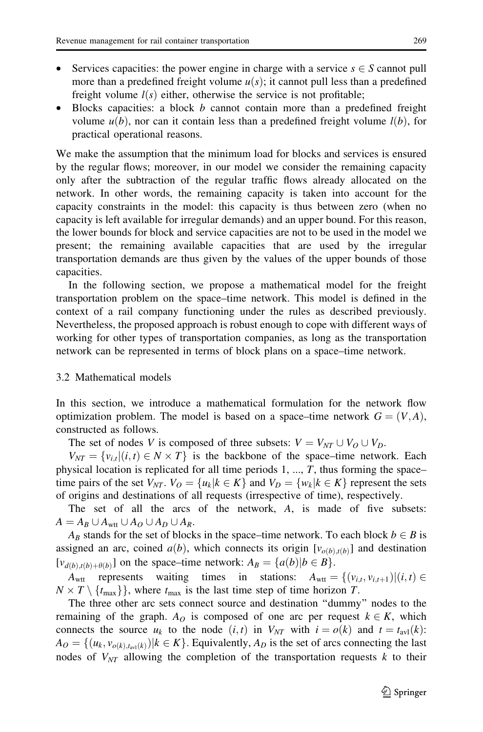- Services capacities: the power engine in charge with a service $s \in S$ cannot pull more than a predefined freight volume $u(s)$; it cannot pull less than a predefined freight volume $l(s)$ either, otherwise the service is not profitable;
- Blocks capacities: a block $b$ cannot contain more than a predefined freight volume $u(b)$, nor can it contain less than a predefined freight volume $l(b)$, for practical operational reasons.

We make the assumption that the minimum load for blocks and services is ensured by the regular flows; moreover, in our model we consider the remaining capacity only after the subtraction of the regular traffic flows already allocated on the network. In other words, the remaining capacity is taken into account for the capacity constraints in the model: this capacity is thus between zero (when no capacity is left available for irregular demands) and an upper bound. For this reason, the lower bounds for block and service capacities are not to be used in the model we present; the remaining available capacities that are used by the irregular transportation demands are thus given by the values of the upper bounds of those capacities.

In the following section, we propose a mathematical model for the freight transportation problem on the space–time network. This model is defined in the context of a rail company functioning under the rules as described previously. Nevertheless, the proposed approach is robust enough to cope with different ways of working for other types of transportation companies, as long as the transportation network can be represented in terms of block plans on a space–time network.

### 3.2 Mathematical models

In this section, we introduce a mathematical formulation for the network flow optimization problem. The model is based on a space–time network $G = (V, A)$, constructed as follows.

The set of nodes $V$ is composed of three subsets: $V = V_{NT} \cup V_O \cup V_D$.

$V_{NT} = \{v_{i,t} | (i,t) \in N \times T\}$ is the backbone of the space–time network. Each physical location is replicated for all time periods 1, ..., $T$, thus forming the space–time pairs of the set $V_{NT}$. $V_O = \{u_k | k \in K\}$ and $V_D = \{w_k | k \in K\}$ represent the sets of origins and destinations of all requests (irrespective of time), respectively.

The set of all the arcs of the network, $A$, is made of five subsets: $A = A_B \cup A_{\text{wtt}} \cup A_O \cup A_D \cup A_R$.

$A_B$ stands for the set of blocks in the space–time network. To each block $b \in B$ is assigned an arc, coined $a(b)$, which connects its origin $[v_{o(b),t(b)}]$ and destination $[v_{d(b),t(b)+\theta(b)}]$ on the space–time network: $A_B = \{a(b) | b \in B\}$.

$A_{\text{wtt}}$ represents waiting times in stations: $A_{\text{wtt}} = \{(v_{i,t}, v_{i,t+1}) | (i,t) \in N \times T \setminus \{t_{\max}\}\}$, where $t_{\max}$ is the last time step of time horizon $T$.

The three other arc sets connect source and destination "dummy" nodes to the remaining of the graph. $A_O$ is composed of one arc per request $k \in K$, which connects the source $u_k$ to the node $(i,t)$ in $V_{NT}$ with $i = o(k)$ and $t = t_{\text{avl}}(k)$: $A_O = \{(u_k, v_{o(k),t_{\text{avl}}(k)}) | k \in K\}$. Equivalently, $A_D$ is the set of arcs connecting the last nodes of $V_{NT}$ allowing the completion of the transportation requests $k$ to their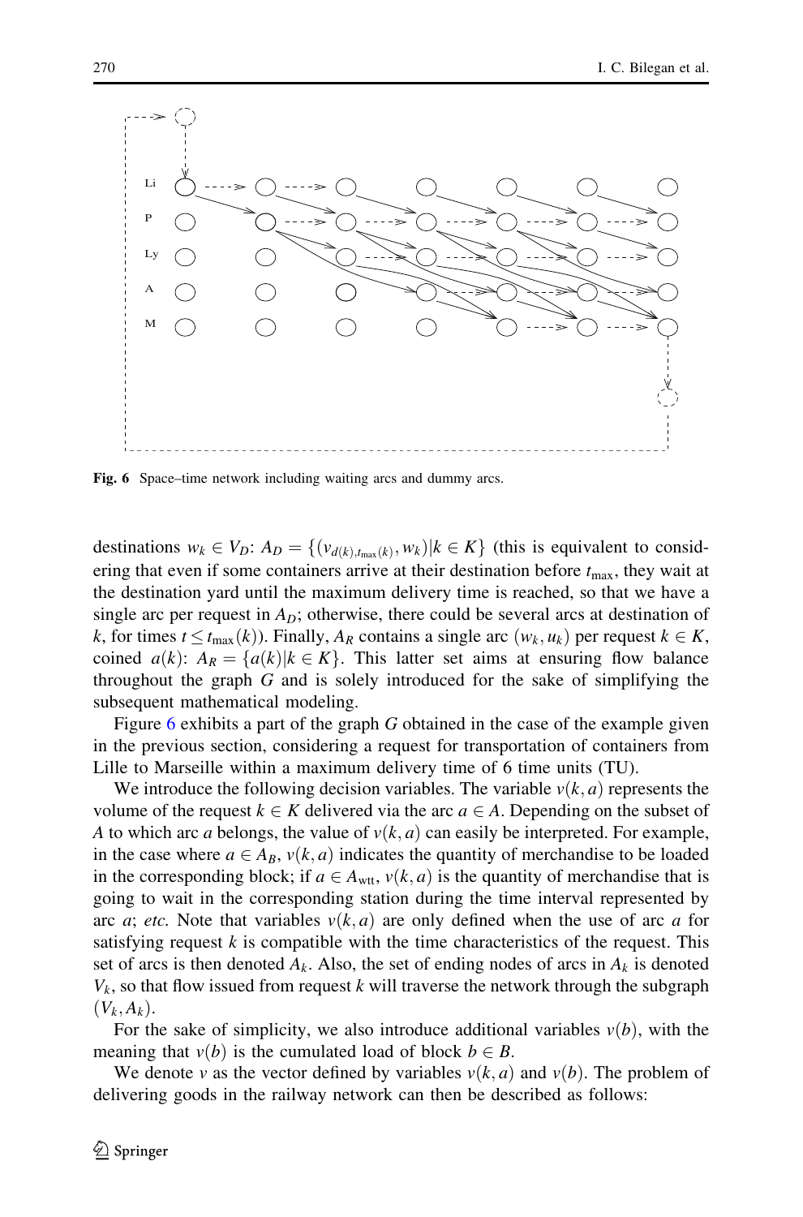Fig. 6 Space–time network including waiting arcs and dummy arcs.

destinations $w_k \in V_D$: $A_D = \{(v_{d(k),t_{\max}(k)}, w_k) | k \in K\}$ (this is equivalent to considering that even if some containers arrive at their destination before $t_{\max}$, they wait at the destination yard until the maximum delivery time is reached, so that we have a single arc per request in $A_D$; otherwise, there could be several arcs at destination of $k$, for times $t \leq t_{\max}(k)$). Finally, $A_R$ contains a single arc $(w_k, u_k)$ per request $k \in K$, coined $a(k)$: $A_R = \{a(k) | k \in K\}$. This latter set aims at ensuring flow balance throughout the graph $G$ and is solely introduced for the sake of simplifying the subsequent mathematical modeling.

Figure 6 exhibits a part of the graph $G$ obtained in the case of the example given in the previous section, considering a request for transportation of containers from Lille to Marseille within a maximum delivery time of 6 time units (TU).

We introduce the following decision variables. The variable $v(k, a)$ represents the volume of the request $k \in K$ delivered via the arc $a \in A$. Depending on the subset of $A$ to which arc $a$ belongs, the value of $v(k, a)$ can easily be interpreted. For example, in the case where $a \in A_B$, $v(k, a)$ indicates the quantity of merchandise to be loaded in the corresponding block; if $a \in A_{\text{wtt}}$, $v(k, a)$ is the quantity of merchandise that is going to wait in the corresponding station during the time interval represented by arc $a$; *etc.* Note that variables $v(k, a)$ are only defined when the use of arc $a$ for satisfying request $k$ is compatible with the time characteristics of the request. This set of arcs is then denoted $A_k$. Also, the set of ending nodes of arcs in $A_k$ is denoted $V_k$, so that flow issued from request $k$ will traverse the network through the subgraph $(V_k, A_k)$.

For the sake of simplicity, we also introduce additional variables $v(b)$, with the meaning that $v(b)$ is the cumulated load of block $b \in B$.

We denote $v$ as the vector defined by variables $v(k, a)$ and $v(b)$. The problem of delivering goods in the railway network can then be described as follows: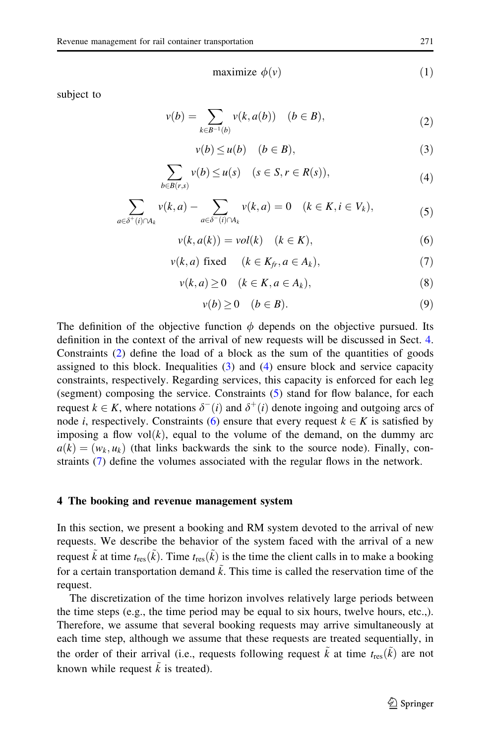$$\text{maximize } \phi(v) \tag{1}$$

subject to

$$v(b) = \sum_{k \in B^{-1}(b)} v(k, a(b)) \quad (b \in B), \tag{2}$$

$$v(b) \leq u(b) \quad (b \in B), \tag{3}$$

$$\sum_{b \in B(r,s)} v(b) \leq u(s) \quad (s \in S, r \in R(s)), \tag{4}$$

$$\sum_{a \in \delta^{+}(i) \cap A_k} v(k, a) - \sum_{a \in \delta^{-}(i) \cap A_k} v(k, a) = 0 \quad (k \in K, i \in V_k), \tag{5}$$

$$v(k, a(k)) = vol(k) \quad (k \in K), \tag{6}$$

$$v(k, a) \text{ fixed} \quad (k \in K_{fr}, a \in A_k), \tag{7}$$

$$v(k, a) \geq 0 \quad (k \in K, a \in A_k), \tag{8}$$

$$v(b) \geq 0 \quad (b \in B). \tag{9}$$

The definition of the objective function $\phi$ depends on the objective pursued. Its definition in the context of the arrival of new requests will be discussed in Sect. 4. Constraints (2) define the load of a block as the sum of the quantities of goods assigned to this block. Inequalities (3) and (4) ensure block and service capacity constraints, respectively. Regarding services, this capacity is enforced for each leg (segment) composing the service. Constraints (5) stand for flow balance, for each request $k \in K$, where notations $\delta^{-}(i)$ and $\delta^{+}(i)$ denote ingoing and outgoing arcs of node $i$, respectively. Constraints (6) ensure that every request $k \in K$ is satisfied by imposing a flow $\mathrm{vol}(k)$, equal to the volume of the demand, on the dummy arc $a(k) = (w_k, u_k)$ (that links backwards the sink to the source node). Finally, constraints (7) define the volumes associated with the regular flows in the network.

## 4 The booking and revenue management system

In this section, we present a booking and RM system devoted to the arrival of new requests. We describe the behavior of the system faced with the arrival of a new request $\tilde{k}$ at time $t_{\mathrm{res}}(\tilde{k})$. Time $t_{\mathrm{res}}(\tilde{k})$ is the time the client calls in to make a booking for a certain transportation demand $\tilde{k}$. This time is called the reservation time of the request.

The discretization of the time horizon involves relatively large periods between the time steps (e.g., the time period may be equal to six hours, twelve hours, etc.,). Therefore, we assume that several booking requests may arrive simultaneously at each time step, although we assume that these requests are treated sequentially, in the order of their arrival (i.e., requests following request $\tilde{k}$ at time $t_{\mathrm{res}}(\tilde{k})$ are not known while request $\tilde{k}$ is treated).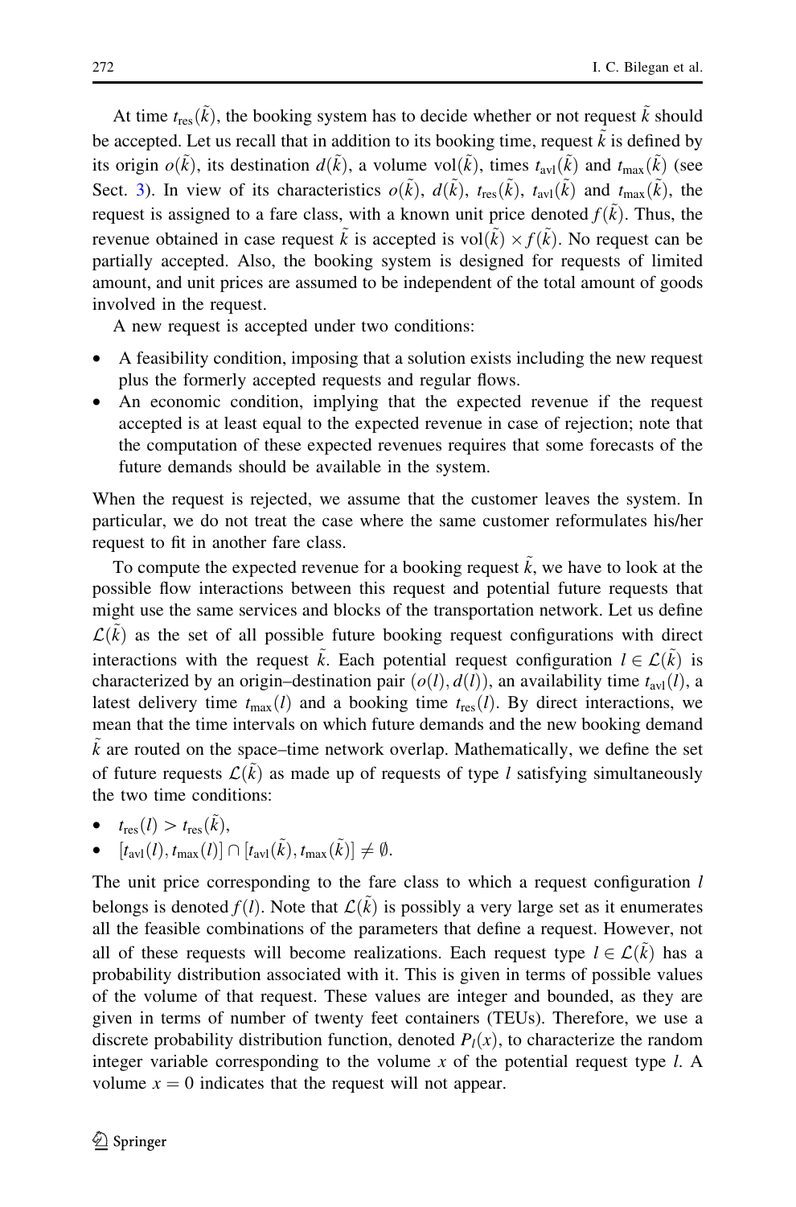At time $t_{\text{res}}(\tilde{k})$, the booking system has to decide whether or not request $\tilde{k}$ should be accepted. Let us recall that in addition to its booking time, request $\tilde{k}$ is defined by its origin $o(\tilde{k})$, its destination $d(\tilde{k})$, a volume $\text{vol}(\tilde{k})$, times $t_{\text{avl}}(\tilde{k})$ and $t_{\max}(\tilde{k})$ (see Sect. 3). In view of its characteristics $o(\tilde{k})$, $d(\tilde{k})$, $t_{\text{res}}(\tilde{k})$, $t_{\text{avl}}(\tilde{k})$ and $t_{\max}(\tilde{k})$, the request is assigned to a fare class, with a known unit price denoted $f(\tilde{k})$. Thus, the revenue obtained in case request $\tilde{k}$ is accepted is $\text{vol}(\tilde{k}) \times f(\tilde{k})$. No request can be partially accepted. Also, the booking system is designed for requests of limited amount, and unit prices are assumed to be independent of the total amount of goods involved in the request.

A new request is accepted under two conditions:

- A feasibility condition, imposing that a solution exists including the new request plus the formerly accepted requests and regular flows.
- An economic condition, implying that the expected revenue if the request accepted is at least equal to the expected revenue in case of rejection; note that the computation of these expected revenues requires that some forecasts of the future demands should be available in the system.

When the request is rejected, we assume that the customer leaves the system. In particular, we do not treat the case where the same customer reformulates his/her request to fit in another fare class.

To compute the expected revenue for a booking request $\tilde{k}$, we have to look at the possible flow interactions between this request and potential future requests that might use the same services and blocks of the transportation network. Let us define $\mathcal{L}(\tilde{k})$ as the set of all possible future booking request configurations with direct interactions with the request $\tilde{k}$. Each potential request configuration $l \in \mathcal{L}(\tilde{k})$ is characterized by an origin–destination pair $(o(l), d(l))$, an availability time $t_{\text{avl}}(l)$, a latest delivery time $t_{\max}(l)$ and a booking time $t_{\text{res}}(l)$. By direct interactions, we mean that the time intervals on which future demands and the new booking demand $\tilde{k}$ are routed on the space–time network overlap. Mathematically, we define the set of future requests $\mathcal{L}(\tilde{k})$ as made up of requests of type $l$ satisfying simultaneously the two time conditions:

- $t_{\text{res}}(l) > t_{\text{res}}(\tilde{k})$,
- $[t_{\text{avl}}(l), t_{\max}(l)] \cap [t_{\text{avl}}(\tilde{k}), t_{\max}(\tilde{k})] \neq \emptyset$.

The unit price corresponding to the fare class to which a request configuration $l$ belongs is denoted $f(l)$. Note that $\mathcal{L}(\tilde{k})$ is possibly a very large set as it enumerates all the feasible combinations of the parameters that define a request. However, not all of these requests will become realizations. Each request type $l \in \mathcal{L}(\tilde{k})$ has a probability distribution associated with it. This is given in terms of possible values of the volume of that request. These values are integer and bounded, as they are given in terms of number of twenty feet containers (TEUs). Therefore, we use a discrete probability distribution function, denoted $P_l(x)$, to characterize the random integer variable corresponding to the volume $x$ of the potential request type $l$. A volume $x = 0$ indicates that the request will not appear.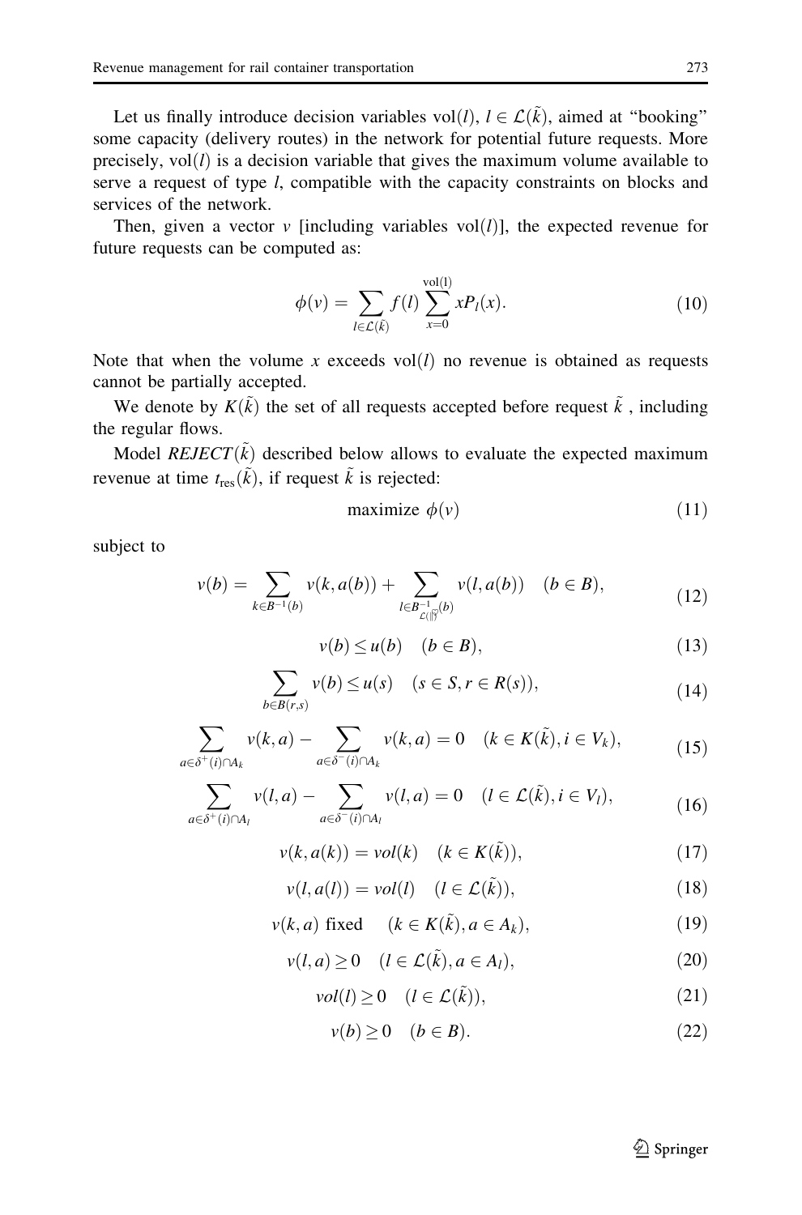Let us finally introduce decision variables $\mathrm{vol}(l)$, $l \in \mathcal{L}(\tilde{k})$, aimed at "booking" some capacity (delivery routes) in the network for potential future requests. More precisely, $\mathrm{vol}(l)$ is a decision variable that gives the maximum volume available to serve a request of type $l$, compatible with the capacity constraints on blocks and services of the network.

Then, given a vector $v$ [including variables $\mathrm{vol}(l)$], the expected revenue for future requests can be computed as:

$$\phi(v) = \sum_{l \in \mathcal{L}(\tilde{k})} f(l) \sum_{x=0}^{\mathrm{vol}(l)} x P_l(x). \tag{10}$$

Note that when the volume $x$ exceeds $\mathrm{vol}(l)$ no revenue is obtained as requests cannot be partially accepted.

We denote by $K(\tilde{k})$ the set of all requests accepted before request $\tilde{k}$, including the regular flows.

Model $REJECT(\tilde{k})$ described below allows to evaluate the expected maximum revenue at time $t_{\mathrm{res}}(\tilde{k})$, if request $\tilde{k}$ is rejected:

$$\text{maximize } \phi(v) \tag{11}$$

subject to

$$v(b) = \sum_{k \in B^{-1}(b)} v(k, a(b)) + \sum_{l \in B^{-1}_{\mathcal{L}(\tilde{k})}(b)} v(l, a(b)) \quad (b \in B), \tag{12}$$

$$v(b) \le u(b) \quad (b \in B), \tag{13}$$

$$\sum_{b \in B(r,s)} v(b) \le u(s) \quad (s \in S, r \in R(s)), \tag{14}$$

$$\sum_{a \in \delta^{+}(i) \cap A_k} v(k,a) - \sum_{a \in \delta^{-}(i) \cap A_k} v(k,a) = 0 \quad (k \in K(\tilde{k}), i \in V_k), \tag{15}$$

$$\sum_{a \in \delta^{+}(i) \cap A_l} v(l,a) - \sum_{a \in \delta^{-}(i) \cap A_l} v(l,a) = 0 \quad (l \in \mathcal{L}(\tilde{k}), i \in V_l), \tag{16}$$

$$v(k, a(k)) = vol(k) \quad (k \in K(\tilde{k})), \tag{17}$$

$$v(l, a(l)) = vol(l) \quad (l \in \mathcal{L}(\tilde{k})), \tag{18}$$

$$v(k,a) \text{ fixed} \quad (k \in K(\tilde{k}), a \in A_k), \tag{19}$$

$$v(l,a) \ge 0 \quad (l \in \mathcal{L}(\tilde{k}), a \in A_l), \tag{20}$$

$$vol(l) \ge 0 \quad (l \in \mathcal{L}(\tilde{k})), \tag{21}$$

$$v(b) \ge 0 \quad (b \in B). \tag{22}$$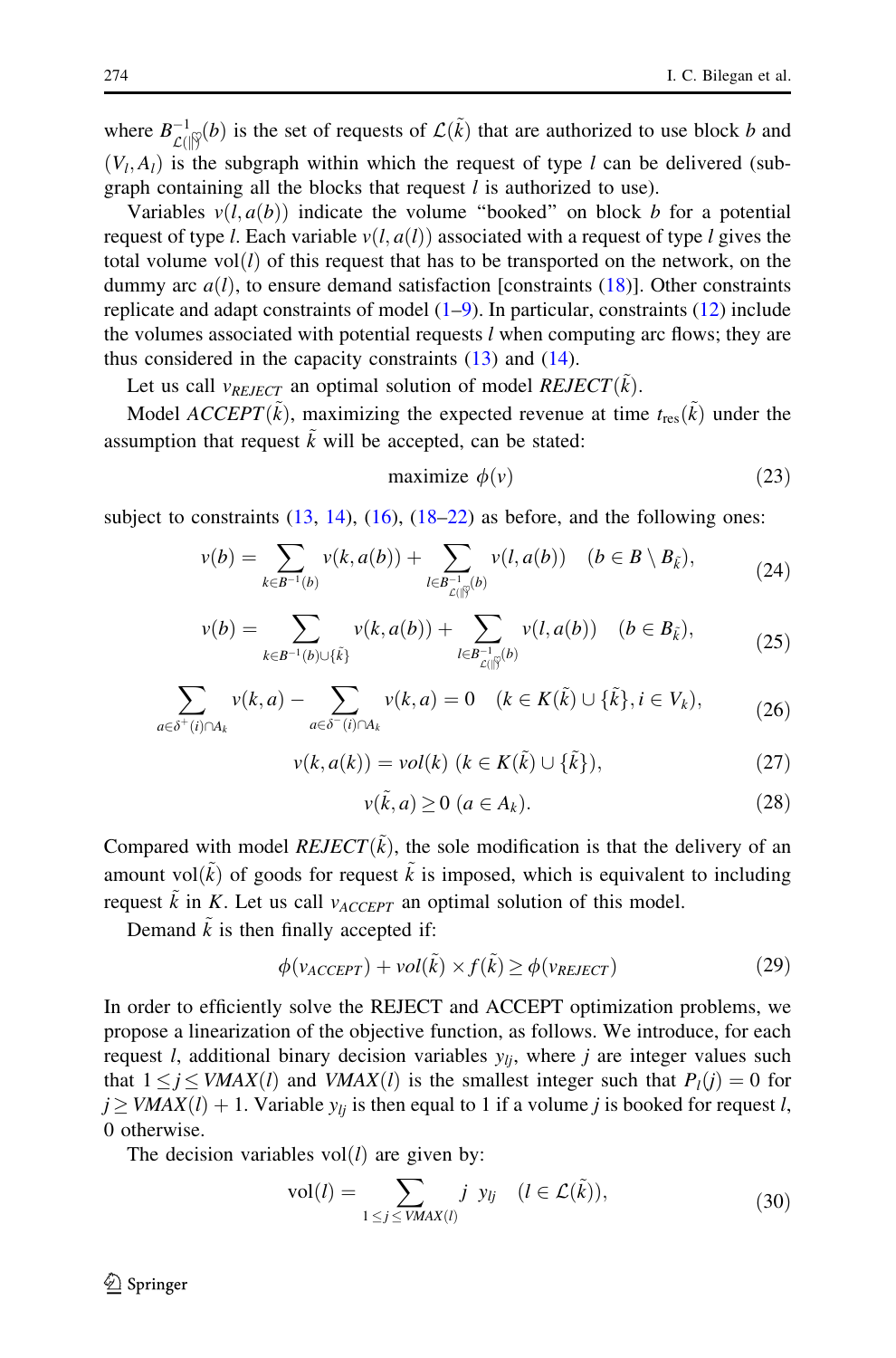where $B^{-1}_{\mathcal{L}(\tilde{k})}(b)$ is the set of requests of $\mathcal{L}(\tilde{k})$ that are authorized to use block $b$ and $(V_l, A_l)$ is the subgraph within which the request of type $l$ can be delivered (subgraph containing all the blocks that request $l$ is authorized to use).

Variables $v(l, a(b))$ indicate the volume "booked" on block $b$ for a potential request of type $l$. Each variable $v(l, a(l))$ associated with a request of type $l$ gives the total volume $\text{vol}(l)$ of this request that has to be transported on the network, on the dummy arc $a(l)$, to ensure demand satisfaction [constraints (18)]. Other constraints replicate and adapt constraints of model (1–9). In particular, constraints (12) include the volumes associated with potential requests $l$ when computing arc flows; they are thus considered in the capacity constraints (13) and (14).

Let us call $v_{REJECT}$ an optimal solution of model $REJECT(\tilde{k})$.

Model $ACCEPT(\tilde{k})$, maximizing the expected revenue at time $t_{\text{res}}(\tilde{k})$ under the assumption that request $\tilde{k}$ will be accepted, can be stated:

$$\text{maximize } \phi(v) \tag{23}$$

subject to constraints (13, 14), (16), (18–22) as before, and the following ones:

$$v(b) = \sum_{k \in B^{-1}(b)} v(k, a(b)) + \sum_{l \in B^{-1}_{\mathcal{L}(\tilde{k})}(b)} v(l, a(b)) \quad (b \in B \setminus B_{\tilde{k}}), \tag{24}$$

$$v(b) = \sum_{k \in B^{-1}(b) \cup \{\tilde{k}\}} v(k, a(b)) + \sum_{l \in B^{-1}_{\mathcal{L}(\tilde{k})}(b)} v(l, a(b)) \quad (b \in B_{\tilde{k}}), \tag{25}$$

$$\sum_{a \in \delta^{+}(i) \cap A_k} v(k, a) - \sum_{a \in \delta^{-}(i) \cap A_k} v(k, a) = 0 \quad (k \in K(\tilde{k}) \cup \{\tilde{k}\}, i \in V_k), \tag{26}$$

$$v(k, a(k)) = vol(k) \ (k \in K(\tilde{k}) \cup \{\tilde{k}\}), \tag{27}$$

$$v(\tilde{k}, a) \geq 0 \ (a \in A_k). \tag{28}$$

Compared with model $REJECT(\tilde{k})$, the sole modification is that the delivery of an amount $\text{vol}(\tilde{k})$ of goods for request $\tilde{k}$ is imposed, which is equivalent to including request $\tilde{k}$ in $K$. Let us call $v_{ACCEPT}$ an optimal solution of this model.

Demand $\tilde{k}$ is then finally accepted if:

$$\phi(v_{ACCEPT}) + vol(\tilde{k}) \times f(\tilde{k}) \geq \phi(v_{REJECT}) \tag{29}$$

In order to efficiently solve the REJECT and ACCEPT optimization problems, we propose a linearization of the objective function, as follows. We introduce, for each request $l$, additional binary decision variables $y_{lj}$, where $j$ are integer values such that $1 \leq j \leq VMAX(l)$ and $VMAX(l)$ is the smallest integer such that $P_l(j) = 0$ for $j \geq VMAX(l) + 1$. Variable $y_{lj}$ is then equal to 1 if a volume $j$ is booked for request $l$, 0 otherwise.

The decision variables $\text{vol}(l)$ are given by:

$$\text{vol}(l) = \sum_{1 \leq j \leq VMAX(l)} j \ y_{lj} \quad (l \in \mathcal{L}(\tilde{k})), \tag{30}$$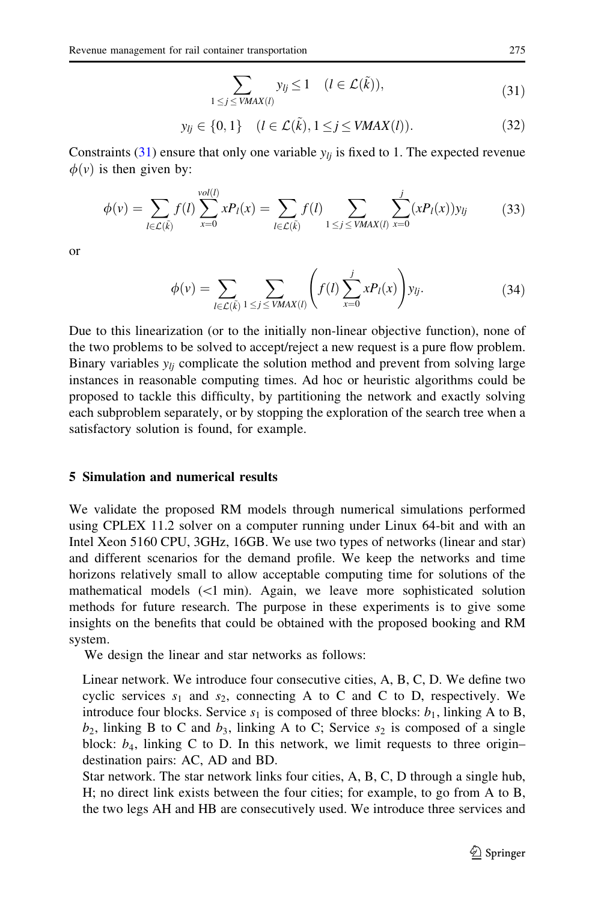$$\sum_{1 \leq j \leq VMAX(l)} y_{lj} \leq 1 \quad (l \in \mathcal{L}(\tilde{k})), \tag{31}$$

$$y_{lj} \in \{0, 1\} \quad (l \in \mathcal{L}(\tilde{k}), 1 \leq j \leq VMAX(l)). \tag{32}$$

Constraints (31) ensure that only one variable $y_{lj}$ is fixed to 1. The expected revenue $\phi(v)$ is then given by:

$$\phi(v) = \sum_{l \in \mathcal{L}(\tilde{k})} f(l) \sum_{x=0}^{vol(l)} xP_l(x) = \sum_{l \in \mathcal{L}(\tilde{k})} f(l) \sum_{1 \leq j \leq VMAX(l)} \sum_{x=0}^{j} (xP_l(x)) y_{lj} \tag{33}$$

or

$$\phi(v) = \sum_{l \in \mathcal{L}(\tilde{k})} \sum_{1 \leq j \leq VMAX(l)} \left( f(l) \sum_{x=0}^{j} xP_l(x) \right) y_{lj}. \tag{34}$$

Due to this linearization (or to the initially non-linear objective function), none of the two problems to be solved to accept/reject a new request is a pure flow problem. Binary variables $y_{lj}$ complicate the solution method and prevent from solving large instances in reasonable computing times. Ad hoc or heuristic algorithms could be proposed to tackle this difficulty, by partitioning the network and exactly solving each subproblem separately, or by stopping the exploration of the search tree when a satisfactory solution is found, for example.

## 5 Simulation and numerical results

We validate the proposed RM models through numerical simulations performed using CPLEX 11.2 solver on a computer running under Linux 64-bit and with an Intel Xeon 5160 CPU, 3GHz, 16GB. We use two types of networks (linear and star) and different scenarios for the demand profile. We keep the networks and time horizons relatively small to allow acceptable computing time for solutions of the mathematical models (<1 min). Again, we leave more sophisticated solution methods for future research. The purpose in these experiments is to give some insights on the benefits that could be obtained with the proposed booking and RM system.

We design the linear and star networks as follows:

Linear network. We introduce four consecutive cities, A, B, C, D. We define two cyclic services $s_1$ and $s_2$, connecting A to C and C to D, respectively. We introduce four blocks. Service $s_1$ is composed of three blocks: $b_1$, linking A to B, $b_2$, linking B to C and $b_3$, linking A to C; Service $s_2$ is composed of a single block: $b_4$, linking C to D. In this network, we limit requests to three origin–destination pairs: AC, AD and BD.

Star network. The star network links four cities, A, B, C, D through a single hub, H; no direct link exists between the four cities; for example, to go from A to B, the two legs AH and HB are consecutively used. We introduce three services and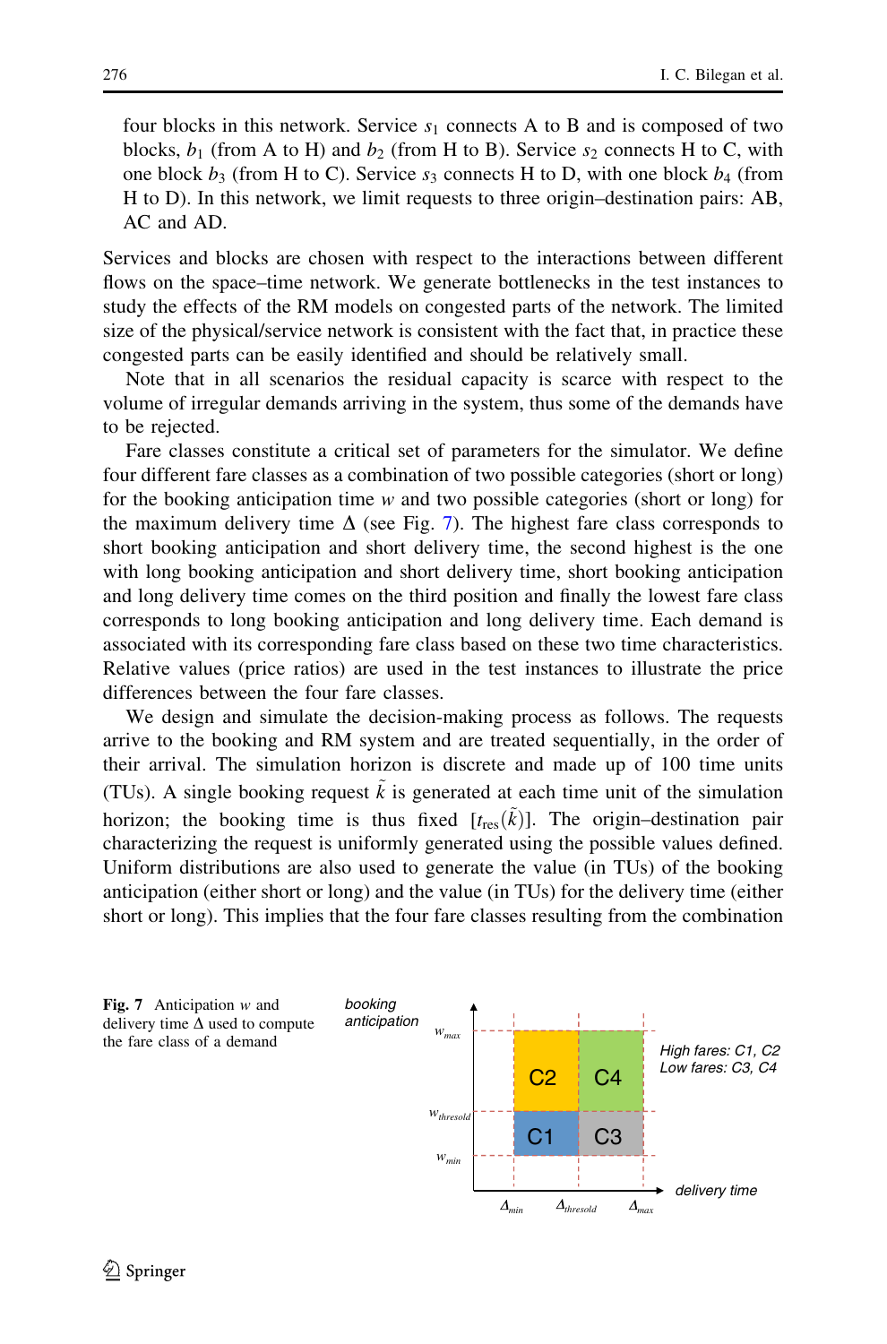four blocks in this network. Service $s_1$ connects A to B and is composed of two blocks, $b_1$ (from A to H) and $b_2$ (from H to B). Service $s_2$ connects H to C, with one block $b_3$ (from H to C). Service $s_3$ connects H to D, with one block $b_4$ (from H to D). In this network, we limit requests to three origin–destination pairs: AB, AC and AD.

Services and blocks are chosen with respect to the interactions between different flows on the space–time network. We generate bottlenecks in the test instances to study the effects of the RM models on congested parts of the network. The limited size of the physical/service network is consistent with the fact that, in practice these congested parts can be easily identified and should be relatively small.

Note that in all scenarios the residual capacity is scarce with respect to the volume of irregular demands arriving in the system, thus some of the demands have to be rejected.

Fare classes constitute a critical set of parameters for the simulator. We define four different fare classes as a combination of two possible categories (short or long) for the booking anticipation time $w$ and two possible categories (short or long) for the maximum delivery time $\Delta$ (see Fig. 7). The highest fare class corresponds to short booking anticipation and short delivery time, the second highest is the one with long booking anticipation and short delivery time, short booking anticipation and long delivery time comes on the third position and finally the lowest fare class corresponds to long booking anticipation and long delivery time. Each demand is associated with its corresponding fare class based on these two time characteristics. Relative values (price ratios) are used in the test instances to illustrate the price differences between the four fare classes.

We design and simulate the decision-making process as follows. The requests arrive to the booking and RM system and are treated sequentially, in the order of their arrival. The simulation horizon is discrete and made up of 100 time units (TUs). A single booking request $\tilde{k}$ is generated at each time unit of the simulation horizon; the booking time is thus fixed $[t_{\mathrm{res}}(\tilde{k})]$. The origin–destination pair characterizing the request is uniformly generated using the possible values defined. Uniform distributions are also used to generate the value (in TUs) of the booking anticipation (either short or long) and the value (in TUs) for the delivery time (either short or long). This implies that the four fare classes resulting from the combination

**Fig. 7** Anticipation $w$ and delivery time $\Delta$ used to compute the fare class of a demand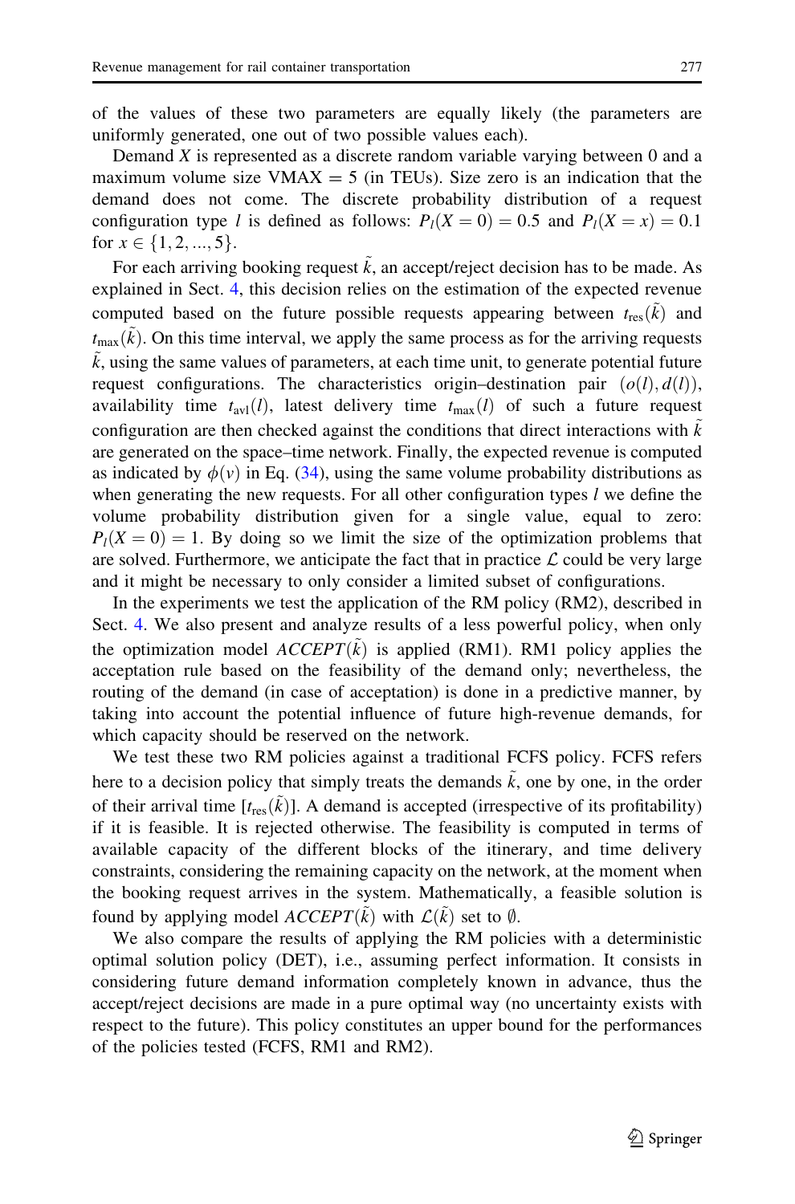of the values of these two parameters are equally likely (the parameters are uniformly generated, one out of two possible values each).

Demand $X$ is represented as a discrete random variable varying between 0 and a maximum volume size VMAX = 5 (in TEUs). Size zero is an indication that the demand does not come. The discrete probability distribution of a request configuration type $l$ is defined as follows: $P_l(X = 0) = 0.5$ and $P_l(X = x) = 0.1$ for $x \in \{1, 2, ..., 5\}$.

For each arriving booking request $\tilde{k}$, an accept/reject decision has to be made. As explained in Sect. 4, this decision relies on the estimation of the expected revenue computed based on the future possible requests appearing between $t_{\text{res}}(\tilde{k})$ and $t_{\max}(\tilde{k})$. On this time interval, we apply the same process as for the arriving requests $\tilde{k}$, using the same values of parameters, at each time unit, to generate potential future request configurations. The characteristics origin–destination pair $(o(l), d(l))$, availability time $t_{\text{avl}}(l)$, latest delivery time $t_{\max}(l)$ of such a future request configuration are then checked against the conditions that direct interactions with $\tilde{k}$ are generated on the space–time network. Finally, the expected revenue is computed as indicated by $\phi(v)$ in Eq. (34), using the same volume probability distributions as when generating the new requests. For all other configuration types $l$ we define the volume probability distribution given for a single value, equal to zero: $P_l(X = 0) = 1$. By doing so we limit the size of the optimization problems that are solved. Furthermore, we anticipate the fact that in practice $\mathcal{L}$ could be very large and it might be necessary to only consider a limited subset of configurations.

In the experiments we test the application of the RM policy (RM2), described in Sect. 4. We also present and analyze results of a less powerful policy, when only the optimization model $ACCEPT(\tilde{k})$ is applied (RM1). RM1 policy applies the acceptation rule based on the feasibility of the demand only; nevertheless, the routing of the demand (in case of acceptation) is done in a predictive manner, by taking into account the potential influence of future high-revenue demands, for which capacity should be reserved on the network.

We test these two RM policies against a traditional FCFS policy. FCFS refers here to a decision policy that simply treats the demands $\tilde{k}$, one by one, in the order of their arrival time $[t_{\text{res}}(\tilde{k})]$. A demand is accepted (irrespective of its profitability) if it is feasible. It is rejected otherwise. The feasibility is computed in terms of available capacity of the different blocks of the itinerary, and time delivery constraints, considering the remaining capacity on the network, at the moment when the booking request arrives in the system. Mathematically, a feasible solution is found by applying model $ACCEPT(\tilde{k})$ with $\mathcal{L}(\tilde{k})$ set to $\emptyset$.

We also compare the results of applying the RM policies with a deterministic optimal solution policy (DET), i.e., assuming perfect information. It consists in considering future demand information completely known in advance, thus the accept/reject decisions are made in a pure optimal way (no uncertainty exists with respect to the future). This policy constitutes an upper bound for the performances of the policies tested (FCFS, RM1 and RM2).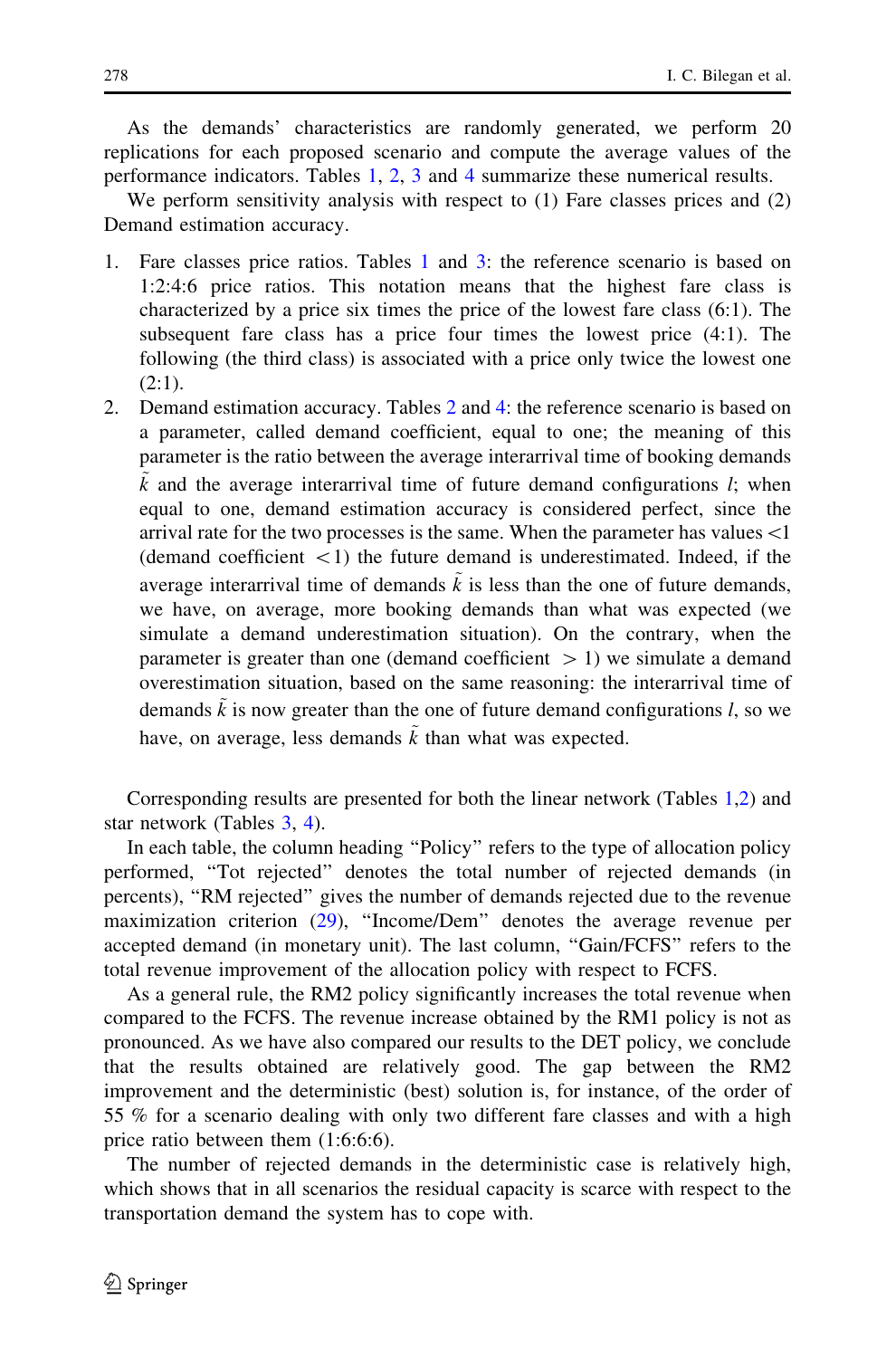As the demands' characteristics are randomly generated, we perform 20 replications for each proposed scenario and compute the average values of the performance indicators. Tables 1, 2, 3 and 4 summarize these numerical results.

We perform sensitivity analysis with respect to (1) Fare classes prices and (2) Demand estimation accuracy.

1. Fare classes price ratios. Tables 1 and 3: the reference scenario is based on 1:2:4:6 price ratios. This notation means that the highest fare class is characterized by a price six times the price of the lowest fare class (6:1). The subsequent fare class has a price four times the lowest price (4:1). The following (the third class) is associated with a price only twice the lowest one (2:1).
2. Demand estimation accuracy. Tables 2 and 4: the reference scenario is based on a parameter, called demand coefficient, equal to one; the meaning of this parameter is the ratio between the average interarrival time of booking demands $\tilde{k}$ and the average interarrival time of future demand configurations $l$; when equal to one, demand estimation accuracy is considered perfect, since the arrival rate for the two processes is the same. When the parameter has values $<1$ (demand coefficient $<1$) the future demand is underestimated. Indeed, if the average interarrival time of demands $\tilde{k}$ is less than the one of future demands, we have, on average, more booking demands than what was expected (we simulate a demand underestimation situation). On the contrary, when the parameter is greater than one (demand coefficient $>1$) we simulate a demand overestimation situation, based on the same reasoning: the interarrival time of demands $\tilde{k}$ is now greater than the one of future demand configurations $l$, so we have, on average, less demands $\tilde{k}$ than what was expected.

Corresponding results are presented for both the linear network (Tables 1,2) and star network (Tables 3, 4).

In each table, the column heading "Policy" refers to the type of allocation policy performed, "Tot rejected" denotes the total number of rejected demands (in percents), "RM rejected" gives the number of demands rejected due to the revenue maximization criterion (29), "Income/Dem" denotes the average revenue per accepted demand (in monetary unit). The last column, "Gain/FCFS" refers to the total revenue improvement of the allocation policy with respect to FCFS.

As a general rule, the RM2 policy significantly increases the total revenue when compared to the FCFS. The revenue increase obtained by the RM1 policy is not as pronounced. As we have also compared our results to the DET policy, we conclude that the results obtained are relatively good. The gap between the RM2 improvement and the deterministic (best) solution is, for instance, of the order of 55 % for a scenario dealing with only two different fare classes and with a high price ratio between them (1:6:6:6).

The number of rejected demands in the deterministic case is relatively high, which shows that in all scenarios the residual capacity is scarce with respect to the transportation demand the system has to cope with.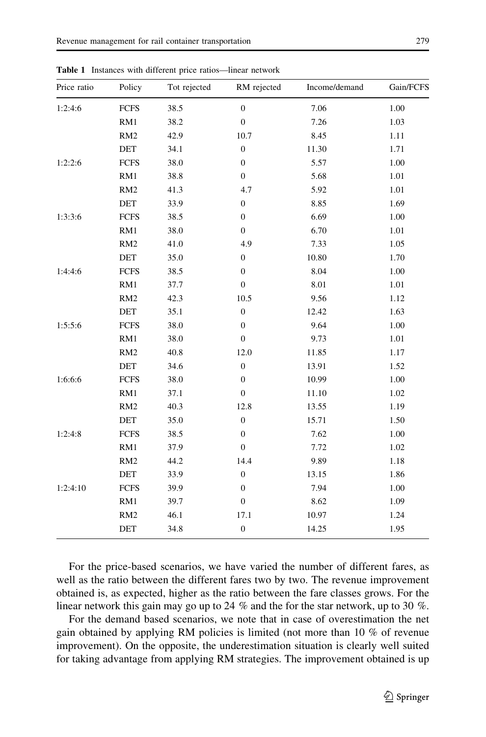**Table 1** Instances with different price ratios—linear network

| Price ratio | Policy | Tot rejected | RM rejected | Income/demand | Gain/FCFS |
|---|---|---|---|---|---|
| 1:2:4:6 | FCFS | 38.5 | 0 | 7.06 | 1.00 |
| | RM1 | 38.2 | 0 | 7.26 | 1.03 |
| | RM2 | 42.9 | 10.7 | 8.45 | 1.11 |
| | DET | 34.1 | 0 | 11.30 | 1.71 |
| 1:2:2:6 | FCFS | 38.0 | 0 | 5.57 | 1.00 |
| | RM1 | 38.8 | 0 | 5.68 | 1.01 |
| | RM2 | 41.3 | 4.7 | 5.92 | 1.01 |
| | DET | 33.9 | 0 | 8.85 | 1.69 |
| 1:3:3:6 | FCFS | 38.5 | 0 | 6.69 | 1.00 |
| | RM1 | 38.0 | 0 | 6.70 | 1.01 |
| | RM2 | 41.0 | 4.9 | 7.33 | 1.05 |
| | DET | 35.0 | 0 | 10.80 | 1.70 |
| 1:4:4:6 | FCFS | 38.5 | 0 | 8.04 | 1.00 |
| | RM1 | 37.7 | 0 | 8.01 | 1.01 |
| | RM2 | 42.3 | 10.5 | 9.56 | 1.12 |
| | DET | 35.1 | 0 | 12.42 | 1.63 |
| 1:5:5:6 | FCFS | 38.0 | 0 | 9.64 | 1.00 |
| | RM1 | 38.0 | 0 | 9.73 | 1.01 |
| | RM2 | 40.8 | 12.0 | 11.85 | 1.17 |
| | DET | 34.6 | 0 | 13.91 | 1.52 |
| 1:6:6:6 | FCFS | 38.0 | 0 | 10.99 | 1.00 |
| | RM1 | 37.1 | 0 | 11.10 | 1.02 |
| | RM2 | 40.3 | 12.8 | 13.55 | 1.19 |
| | DET | 35.0 | 0 | 15.71 | 1.50 |
| 1:2:4:8 | FCFS | 38.5 | 0 | 7.62 | 1.00 |
| | RM1 | 37.9 | 0 | 7.72 | 1.02 |
| | RM2 | 44.2 | 14.4 | 9.89 | 1.18 |
| | DET | 33.9 | 0 | 13.15 | 1.86 |
| 1:2:4:10 | FCFS | 39.9 | 0 | 7.94 | 1.00 |
| | RM1 | 39.7 | 0 | 8.62 | 1.09 |
| | RM2 | 46.1 | 17.1 | 10.97 | 1.24 |
| | DET | 34.8 | 0 | 14.25 | 1.95 |

For the price-based scenarios, we have varied the number of different fares, as well as the ratio between the different fares two by two. The revenue improvement obtained is, as expected, higher as the ratio between the fare classes grows. For the linear network this gain may go up to 24 % and the for the star network, up to 30 %.

For the demand based scenarios, we note that in case of overestimation the net gain obtained by applying RM policies is limited (not more than 10 % of revenue improvement). On the opposite, the underestimation situation is clearly well suited for taking advantage from applying RM strategies. The improvement obtained is up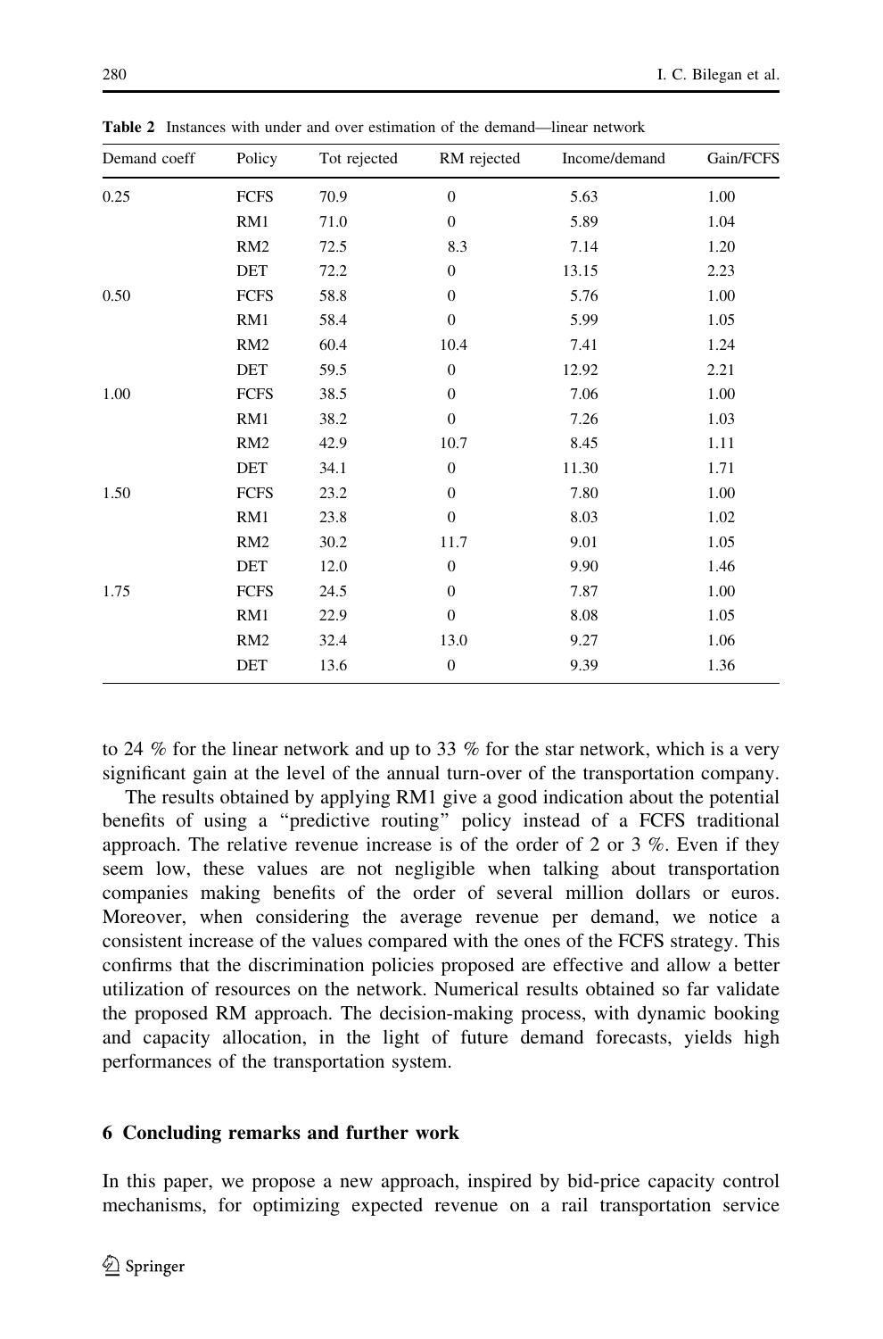**Table 2** Instances with under and over estimation of the demand—linear network

| Demand coeff | Policy | Tot rejected | RM rejected | Income/demand | Gain/FCFS |
|---|---|---|---|---|---|
| 0.25 | FCFS | 70.9 | 0 | 5.63 | 1.00 |
| | RM1 | 71.0 | 0 | 5.89 | 1.04 |
| | RM2 | 72.5 | 8.3 | 7.14 | 1.20 |
| | DET | 72.2 | 0 | 13.15 | 2.23 |
| 0.50 | FCFS | 58.8 | 0 | 5.76 | 1.00 |
| | RM1 | 58.4 | 0 | 5.99 | 1.05 |
| | RM2 | 60.4 | 10.4 | 7.41 | 1.24 |
| | DET | 59.5 | 0 | 12.92 | 2.21 |
| 1.00 | FCFS | 38.5 | 0 | 7.06 | 1.00 |
| | RM1 | 38.2 | 0 | 7.26 | 1.03 |
| | RM2 | 42.9 | 10.7 | 8.45 | 1.11 |
| | DET | 34.1 | 0 | 11.30 | 1.71 |
| 1.50 | FCFS | 23.2 | 0 | 7.80 | 1.00 |
| | RM1 | 23.8 | 0 | 8.03 | 1.02 |
| | RM2 | 30.2 | 11.7 | 9.01 | 1.05 |
| | DET | 12.0 | 0 | 9.90 | 1.46 |
| 1.75 | FCFS | 24.5 | 0 | 7.87 | 1.00 |
| | RM1 | 22.9 | 0 | 8.08 | 1.05 |
| | RM2 | 32.4 | 13.0 | 9.27 | 1.06 |
| | DET | 13.6 | 0 | 9.39 | 1.36 |

to 24 % for the linear network and up to 33 % for the star network, which is a very significant gain at the level of the annual turn-over of the transportation company.

The results obtained by applying RM1 give a good indication about the potential benefits of using a "predictive routing" policy instead of a FCFS traditional approach. The relative revenue increase is of the order of 2 or 3 %. Even if they seem low, these values are not negligible when talking about transportation companies making benefits of the order of several million dollars or euros. Moreover, when considering the average revenue per demand, we notice a consistent increase of the values compared with the ones of the FCFS strategy. This confirms that the discrimination policies proposed are effective and allow a better utilization of resources on the network. Numerical results obtained so far validate the proposed RM approach. The decision-making process, with dynamic booking and capacity allocation, in the light of future demand forecasts, yields high performances of the transportation system.

## 6 Concluding remarks and further work

In this paper, we propose a new approach, inspired by bid-price capacity control mechanisms, for optimizing expected revenue on a rail transportation service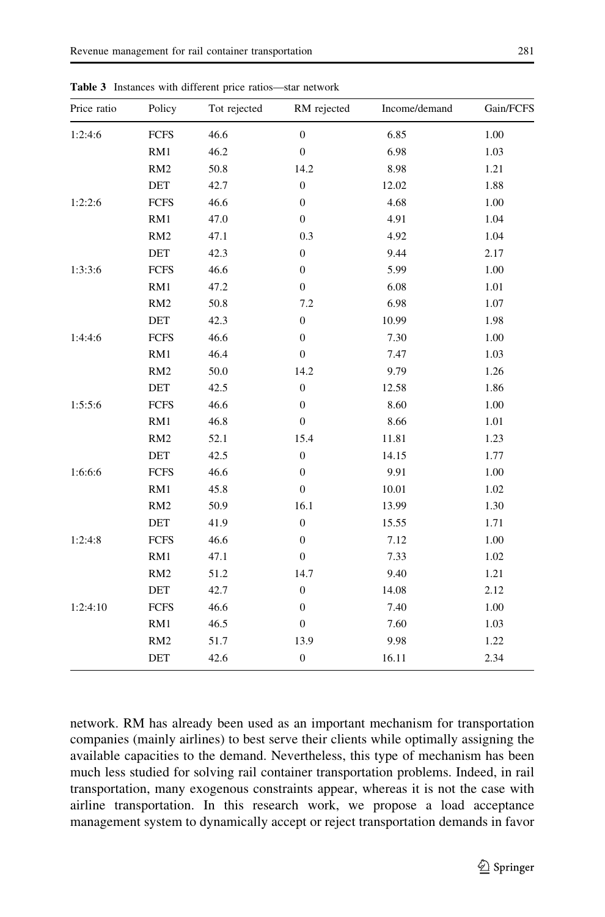**Table 3** Instances with different price ratios—star network

| Price ratio | Policy | Tot rejected | RM rejected | Income/demand | Gain/FCFS |
|---|---|---|---|---|---|
| 1:2:4:6 | FCFS | 46.6 | 0 | 6.85 | 1.00 |
| | RM1 | 46.2 | 0 | 6.98 | 1.03 |
| | RM2 | 50.8 | 14.2 | 8.98 | 1.21 |
| | DET | 42.7 | 0 | 12.02 | 1.88 |
| 1:2:2:6 | FCFS | 46.6 | 0 | 4.68 | 1.00 |
| | RM1 | 47.0 | 0 | 4.91 | 1.04 |
| | RM2 | 47.1 | 0.3 | 4.92 | 1.04 |
| | DET | 42.3 | 0 | 9.44 | 2.17 |
| 1:3:3:6 | FCFS | 46.6 | 0 | 5.99 | 1.00 |
| | RM1 | 47.2 | 0 | 6.08 | 1.01 |
| | RM2 | 50.8 | 7.2 | 6.98 | 1.07 |
| | DET | 42.3 | 0 | 10.99 | 1.98 |
| 1:4:4:6 | FCFS | 46.6 | 0 | 7.30 | 1.00 |
| | RM1 | 46.4 | 0 | 7.47 | 1.03 |
| | RM2 | 50.0 | 14.2 | 9.79 | 1.26 |
| | DET | 42.5 | 0 | 12.58 | 1.86 |
| 1:5:5:6 | FCFS | 46.6 | 0 | 8.60 | 1.00 |
| | RM1 | 46.8 | 0 | 8.66 | 1.01 |
| | RM2 | 52.1 | 15.4 | 11.81 | 1.23 |
| | DET | 42.5 | 0 | 14.15 | 1.77 |
| 1:6:6:6 | FCFS | 46.6 | 0 | 9.91 | 1.00 |
| | RM1 | 45.8 | 0 | 10.01 | 1.02 |
| | RM2 | 50.9 | 16.1 | 13.99 | 1.30 |
| | DET | 41.9 | 0 | 15.55 | 1.71 |
| 1:2:4:8 | FCFS | 46.6 | 0 | 7.12 | 1.00 |
| | RM1 | 47.1 | 0 | 7.33 | 1.02 |
| | RM2 | 51.2 | 14.7 | 9.40 | 1.21 |
| | DET | 42.7 | 0 | 14.08 | 2.12 |
| 1:2:4:10 | FCFS | 46.6 | 0 | 7.40 | 1.00 |
| | RM1 | 46.5 | 0 | 7.60 | 1.03 |
| | RM2 | 51.7 | 13.9 | 9.98 | 1.22 |
| | DET | 42.6 | 0 | 16.11 | 2.34 |

network. RM has already been used as an important mechanism for transportation companies (mainly airlines) to best serve their clients while optimally assigning the available capacities to the demand. Nevertheless, this type of mechanism has been much less studied for solving rail container transportation problems. Indeed, in rail transportation, many exogenous constraints appear, whereas it is not the case with airline transportation. In this research work, we propose a load acceptance management system to dynamically accept or reject transportation demands in favor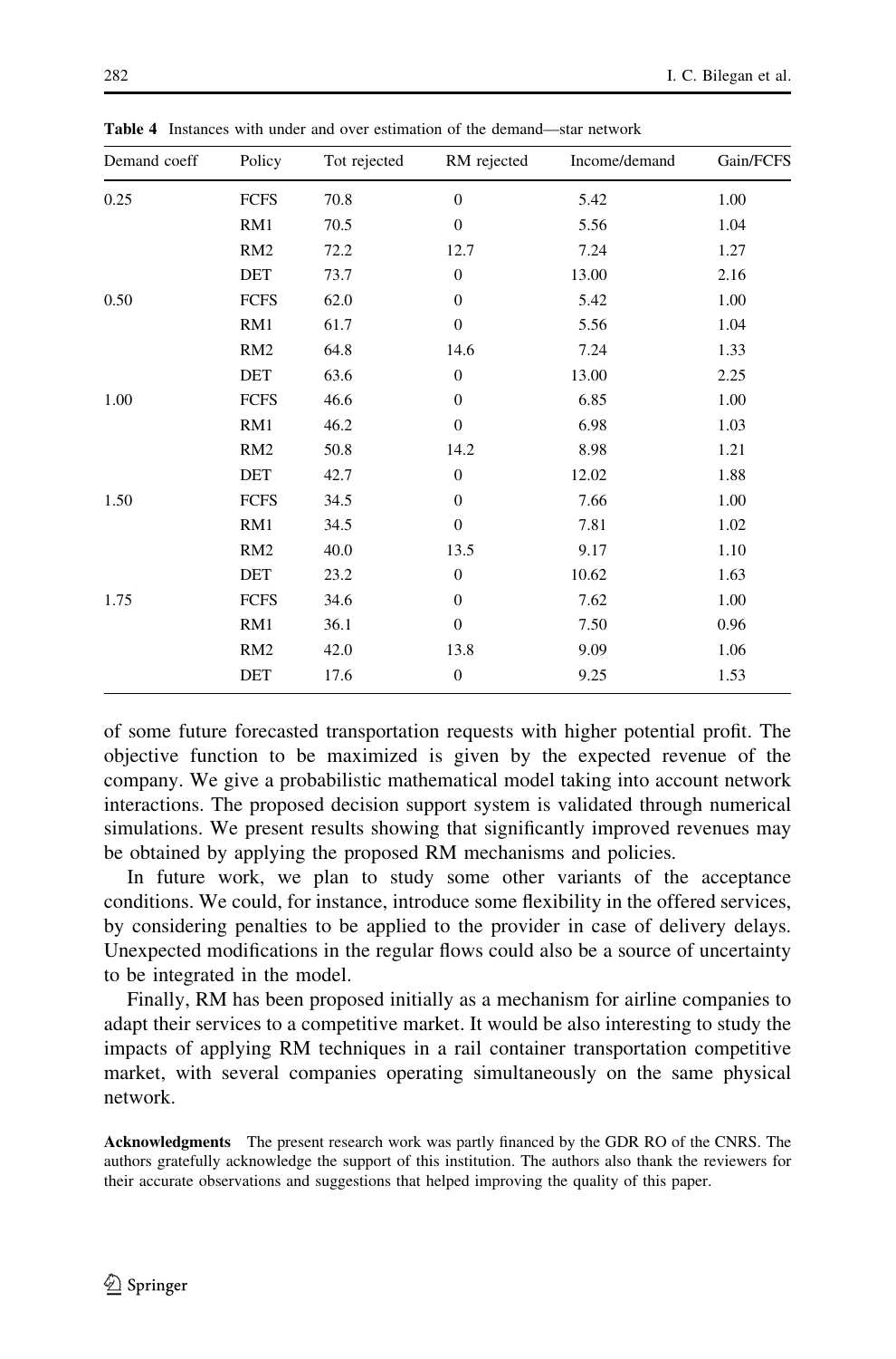**Table 4** Instances with under and over estimation of the demand—star network

| Demand coeff | Policy | Tot rejected | RM rejected | Income/demand | Gain/FCFS |
|---|---|---|---|---|---|
| 0.25 | FCFS | 70.8 | 0 | 5.42 | 1.00 |
| | RM1 | 70.5 | 0 | 5.56 | 1.04 |
| | RM2 | 72.2 | 12.7 | 7.24 | 1.27 |
| | DET | 73.7 | 0 | 13.00 | 2.16 |
| 0.50 | FCFS | 62.0 | 0 | 5.42 | 1.00 |
| | RM1 | 61.7 | 0 | 5.56 | 1.04 |
| | RM2 | 64.8 | 14.6 | 7.24 | 1.33 |
| | DET | 63.6 | 0 | 13.00 | 2.25 |
| 1.00 | FCFS | 46.6 | 0 | 6.85 | 1.00 |
| | RM1 | 46.2 | 0 | 6.98 | 1.03 |
| | RM2 | 50.8 | 14.2 | 8.98 | 1.21 |
| | DET | 42.7 | 0 | 12.02 | 1.88 |
| 1.50 | FCFS | 34.5 | 0 | 7.66 | 1.00 |
| | RM1 | 34.5 | 0 | 7.81 | 1.02 |
| | RM2 | 40.0 | 13.5 | 9.17 | 1.10 |
| | DET | 23.2 | 0 | 10.62 | 1.63 |
| 1.75 | FCFS | 34.6 | 0 | 7.62 | 1.00 |
| | RM1 | 36.1 | 0 | 7.50 | 0.96 |
| | RM2 | 42.0 | 13.8 | 9.09 | 1.06 |
| | DET | 17.6 | 0 | 9.25 | 1.53 |

of some future forecasted transportation requests with higher potential profit. The objective function to be maximized is given by the expected revenue of the company. We give a probabilistic mathematical model taking into account network interactions. The proposed decision support system is validated through numerical simulations. We present results showing that significantly improved revenues may be obtained by applying the proposed RM mechanisms and policies.

In future work, we plan to study some other variants of the acceptance conditions. We could, for instance, introduce some flexibility in the offered services, by considering penalties to be applied to the provider in case of delivery delays. Unexpected modifications in the regular flows could also be a source of uncertainty to be integrated in the model.

Finally, RM has been proposed initially as a mechanism for airline companies to adapt their services to a competitive market. It would be also interesting to study the impacts of applying RM techniques in a rail container transportation competitive market, with several companies operating simultaneously on the same physical network.

**Acknowledgments** The present research work was partly financed by the GDR RO of the CNRS. The authors gratefully acknowledge the support of this institution. The authors also thank the reviewers for their accurate observations and suggestions that helped improving the quality of this paper.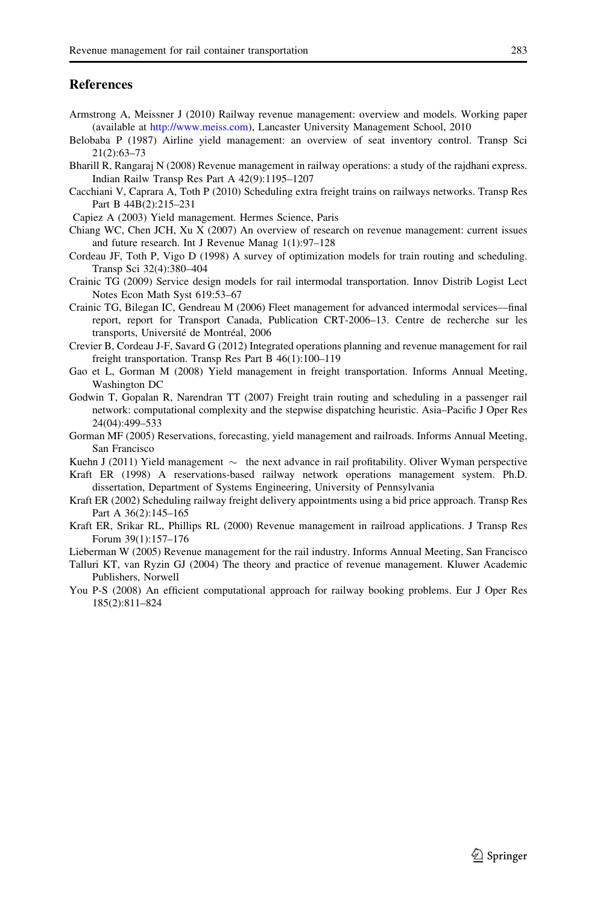## References

Armstrong A, Meissner J (2010) Railway revenue management: overview and models. Working paper (available at http://www.meiss.com), Lancaster University Management School, 2010

Belobaba P (1987) Airline yield management: an overview of seat inventory control. Transp Sci 21(2):63–73

Bharill R, Rangaraj N (2008) Revenue management in railway operations: a study of the rajdhani express. Indian Railw Transp Res Part A 42(9):1195–1207

Cacchiani V, Caprara A, Toth P (2010) Scheduling extra freight trains on railways networks. Transp Res Part B 44B(2):215–231

Capiez A (2003) Yield management. Hermes Science, Paris

Chiang WC, Chen JCH, Xu X (2007) An overview of research on revenue management: current issues and future research. Int J Revenue Manag 1(1):97–128

Cordeau JF, Toth P, Vigo D (1998) A survey of optimization models for train routing and scheduling. Transp Sci 32(4):380–404

Crainic TG (2009) Service design models for rail intermodal transportation. Innov Distrib Logist Lect Notes Econ Math Syst 619:53–67

Crainic TG, Bilegan IC, Gendreau M (2006) Fleet management for advanced intermodal services—final report, report for Transport Canada, Publication CRT-2006–13. Centre de recherche sur les transports, Université de Montréal, 2006

Crevier B, Cordeau J-F, Savard G (2012) Integrated operations planning and revenue management for rail freight transportation. Transp Res Part B 46(1):100–119

Gao et L, Gorman M (2008) Yield management in freight transportation. Informs Annual Meeting, Washington DC

Godwin T, Gopalan R, Narendran TT (2007) Freight train routing and scheduling in a passenger rail network: computational complexity and the stepwise dispatching heuristic. Asia–Pacific J Oper Res 24(04):499–533

Gorman MF (2005) Reservations, forecasting, yield management and railroads. Informs Annual Meeting, San Francisco

Kuehn J (2011) Yield management ~ the next advance in rail profitability. Oliver Wyman perspective

Kraft ER (1998) A reservations-based railway network operations management system. Ph.D. dissertation, Department of Systems Engineering, University of Pennsylvania

Kraft ER (2002) Scheduling railway freight delivery appointments using a bid price approach. Transp Res Part A 36(2):145–165

Kraft ER, Srikar RL, Phillips RL (2000) Revenue management in railroad applications. J Transp Res Forum 39(1):157–176

Lieberman W (2005) Revenue management for the rail industry. Informs Annual Meeting, San Francisco

Talluri KT, van Ryzin GJ (2004) The theory and practice of revenue management. Kluwer Academic Publishers, Norwell

You P-S (2008) An efficient computational approach for railway booking problems. Eur J Oper Res 185(2):811–824